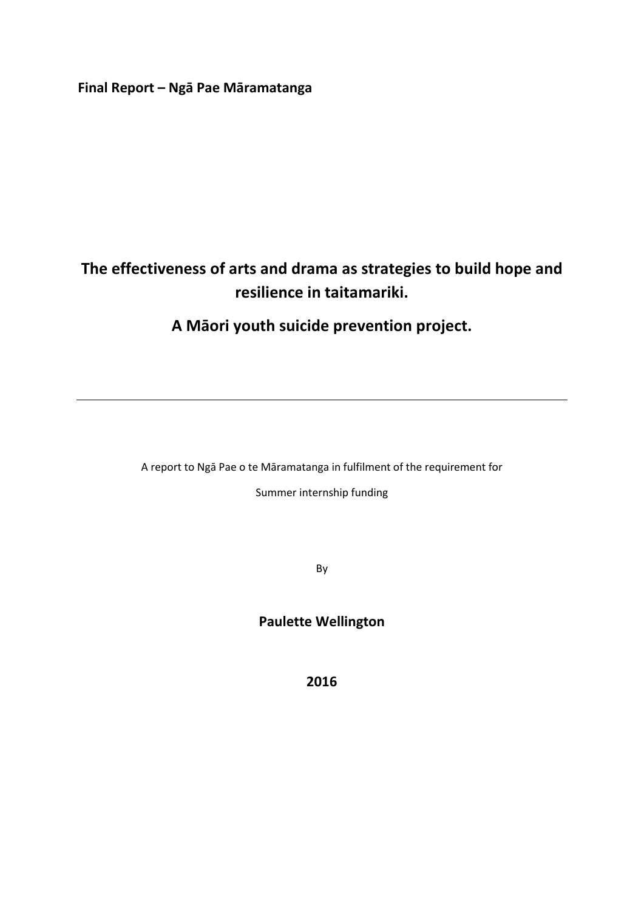**Final Report – Ngā Pae Māramatanga**

# The effectiveness of arts and drama as strategies to build hope and resilience in taitamariki.

# A Māori youth suicide prevention project.

---

A report to Ngā Pae o te Māramatanga in fulfilment of the requirement for

Summer internship funding

By

**Paulette Wellington**

**2016**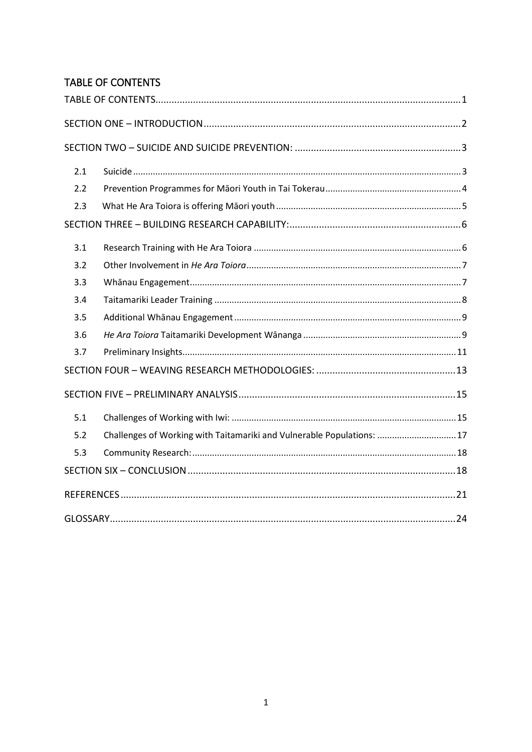## TABLE OF CONTENTS

TABLE OF CONTENTS ........ 1

SECTION ONE – INTRODUCTION ........ 2

SECTION TWO – SUICIDE AND SUICIDE PREVENTION: ........ 3

- 2.1 Suicide ........ 3
- 2.2 Prevention Programmes for Māori Youth in Tai Tokerau ........ 4
- 2.3 What He Ara Toiora is offering Māori youth ........ 5

SECTION THREE – BUILDING RESEARCH CAPABILITY: ........ 6

- 3.1 Research Training with He Ara Toiora ........ 6
- 3.2 Other Involvement in *He Ara Toiora* ........ 7
- 3.3 Whānau Engagement ........ 7
- 3.4 Taitamariki Leader Training ........ 8
- 3.5 Additional Whānau Engagement ........ 9
- 3.6 *He Ara Toiora* Taitamariki Development Wānanga ........ 9
- 3.7 Preliminary Insights ........ 11

SECTION FOUR – WEAVING RESEARCH METHODOLOGIES: ........ 13

SECTION FIVE – PRELIMINARY ANALYSIS ........ 15

- 5.1 Challenges of Working with Iwi: ........ 15
- 5.2 Challenges of Working with Taitamariki and Vulnerable Populations: ........ 17
- 5.3 Community Research: ........ 18

SECTION SIX – CONCLUSION ........ 18

REFERENCES ........ 21

GLOSSARY ........ 24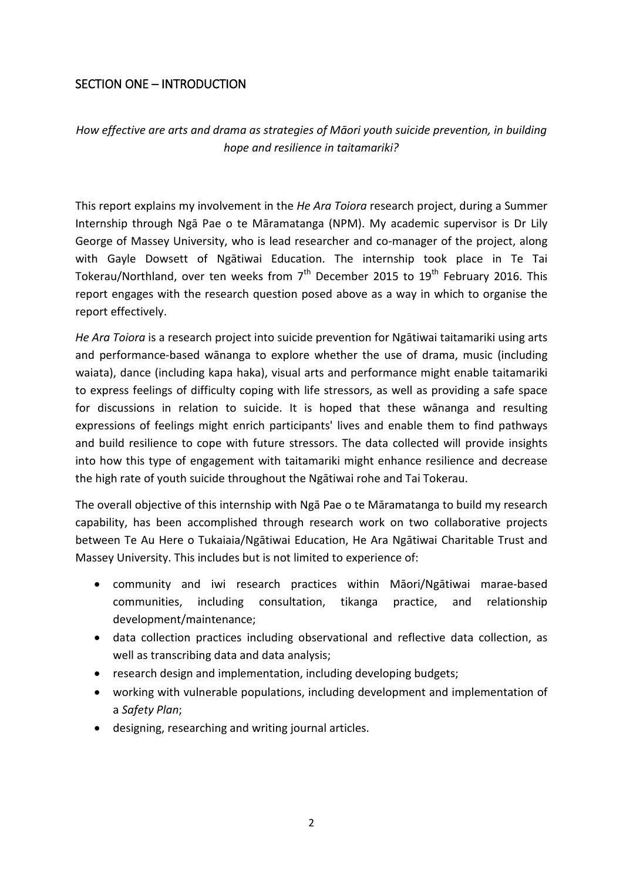## SECTION ONE – INTRODUCTION

*How effective are arts and drama as strategies of Māori youth suicide prevention, in building hope and resilience in taitamariki?*

This report explains my involvement in the *He Ara Toiora* research project, during a Summer Internship through Ngā Pae o te Māramatanga (NPM). My academic supervisor is Dr Lily George of Massey University, who is lead researcher and co-manager of the project, along with Gayle Dowsett of Ngātiwai Education. The internship took place in Te Tai Tokerau/Northland, over ten weeks from 7th December 2015 to 19th February 2016. This report engages with the research question posed above as a way in which to organise the report effectively.

*He Ara Toiora* is a research project into suicide prevention for Ngātiwai taitamariki using arts and performance-based wānanga to explore whether the use of drama, music (including waiata), dance (including kapa haka), visual arts and performance might enable taitamariki to express feelings of difficulty coping with life stressors, as well as providing a safe space for discussions in relation to suicide. It is hoped that these wānanga and resulting expressions of feelings might enrich participants' lives and enable them to find pathways and build resilience to cope with future stressors. The data collected will provide insights into how this type of engagement with taitamariki might enhance resilience and decrease the high rate of youth suicide throughout the Ngātiwai rohe and Tai Tokerau.

The overall objective of this internship with Ngā Pae o te Māramatanga to build my research capability, has been accomplished through research work on two collaborative projects between Te Au Here o Tukaiaia/Ngātiwai Education, He Ara Ngātiwai Charitable Trust and Massey University. This includes but is not limited to experience of:

- community and iwi research practices within Māori/Ngātiwai marae-based communities, including consultation, tikanga practice, and relationship development/maintenance;
- data collection practices including observational and reflective data collection, as well as transcribing data and data analysis;
- research design and implementation, including developing budgets;
- working with vulnerable populations, including development and implementation of a *Safety Plan*;
- designing, researching and writing journal articles.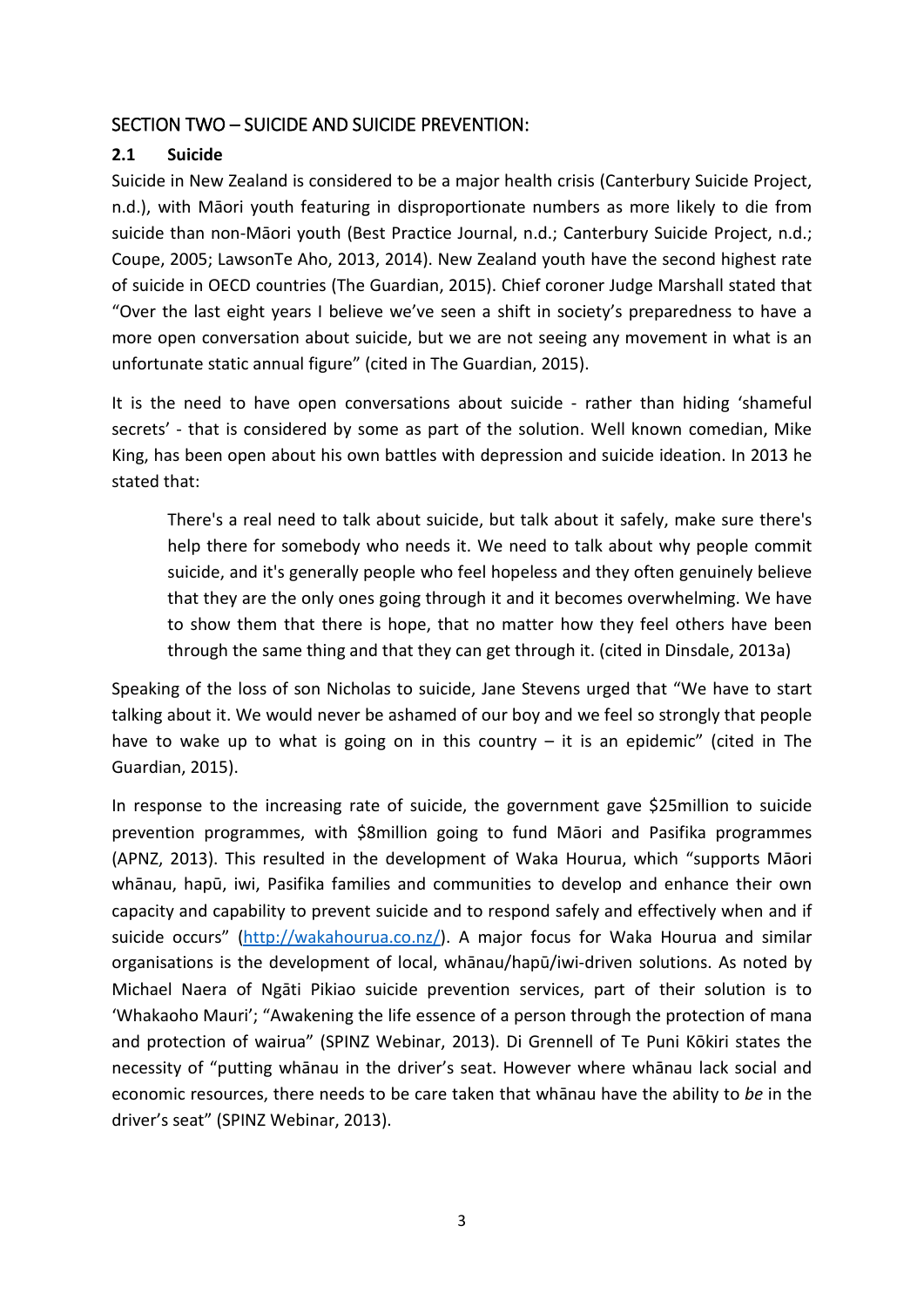## SECTION TWO – SUICIDE AND SUICIDE PREVENTION:

### 2.1 Suicide

Suicide in New Zealand is considered to be a major health crisis (Canterbury Suicide Project, n.d.), with Māori youth featuring in disproportionate numbers as more likely to die from suicide than non-Māori youth (Best Practice Journal, n.d.; Canterbury Suicide Project, n.d.; Coupe, 2005; LawsonTe Aho, 2013, 2014). New Zealand youth have the second highest rate of suicide in OECD countries (The Guardian, 2015). Chief coroner Judge Marshall stated that "Over the last eight years I believe we've seen a shift in society's preparedness to have a more open conversation about suicide, but we are not seeing any movement in what is an unfortunate static annual figure" (cited in The Guardian, 2015).

It is the need to have open conversations about suicide - rather than hiding 'shameful secrets' - that is considered by some as part of the solution. Well known comedian, Mike King, has been open about his own battles with depression and suicide ideation. In 2013 he stated that:

> There's a real need to talk about suicide, but talk about it safely, make sure there's help there for somebody who needs it. We need to talk about why people commit suicide, and it's generally people who feel hopeless and they often genuinely believe that they are the only ones going through it and it becomes overwhelming. We have to show them that there is hope, that no matter how they feel others have been through the same thing and that they can get through it. (cited in Dinsdale, 2013a)

Speaking of the loss of son Nicholas to suicide, Jane Stevens urged that "We have to start talking about it. We would never be ashamed of our boy and we feel so strongly that people have to wake up to what is going on in this country – it is an epidemic" (cited in The Guardian, 2015).

In response to the increasing rate of suicide, the government gave $25million to suicide prevention programmes, with $8million going to fund Māori and Pasifika programmes (APNZ, 2013). This resulted in the development of Waka Hourua, which "supports Māori whānau, hapū, iwi, Pasifika families and communities to develop and enhance their own capacity and capability to prevent suicide and to respond safely and effectively when and if suicide occurs" ([http://wakahourua.co.nz/](http://wakahourua.co.nz/)). A major focus for Waka Hourua and similar organisations is the development of local, whānau/hapū/iwi-driven solutions. As noted by Michael Naera of Ngāti Pikiao suicide prevention services, part of their solution is to 'Whakaoho Mauri'; "Awakening the life essence of a person through the protection of mana and protection of wairua" (SPINZ Webinar, 2013). Di Grennell of Te Puni Kōkiri states the necessity of "putting whānau in the driver's seat. However where whānau lack social and economic resources, there needs to be care taken that whānau have the ability to *be* in the driver's seat" (SPINZ Webinar, 2013).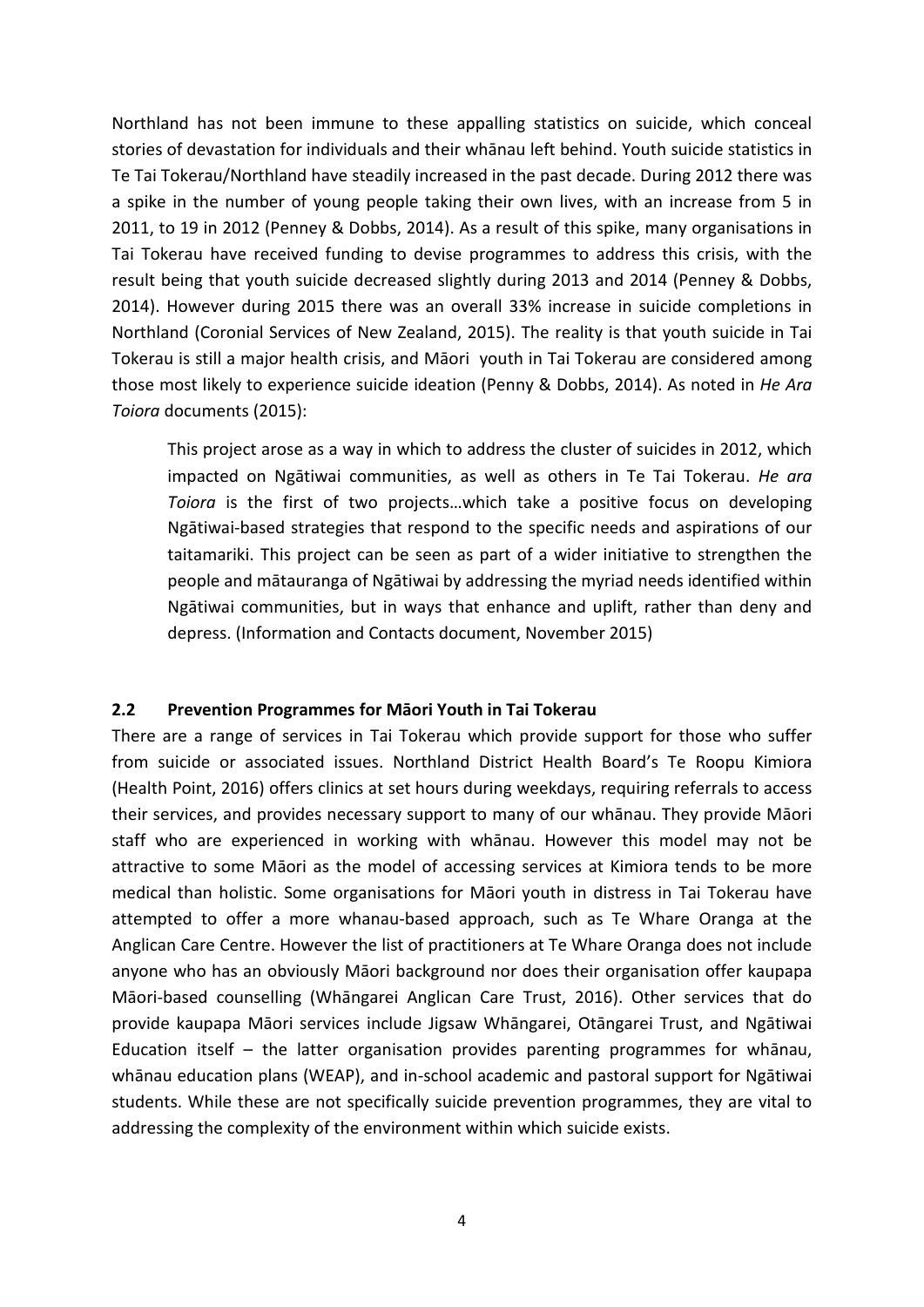Northland has not been immune to these appalling statistics on suicide, which conceal stories of devastation for individuals and their whānau left behind. Youth suicide statistics in Te Tai Tokerau/Northland have steadily increased in the past decade. During 2012 there was a spike in the number of young people taking their own lives, with an increase from 5 in 2011, to 19 in 2012 (Penney & Dobbs, 2014). As a result of this spike, many organisations in Tai Tokerau have received funding to devise programmes to address this crisis, with the result being that youth suicide decreased slightly during 2013 and 2014 (Penney & Dobbs, 2014). However during 2015 there was an overall 33% increase in suicide completions in Northland (Coronial Services of New Zealand, 2015). The reality is that youth suicide in Tai Tokerau is still a major health crisis, and Māori youth in Tai Tokerau are considered among those most likely to experience suicide ideation (Penny & Dobbs, 2014). As noted in *He Ara Toiora* documents (2015):

> This project arose as a way in which to address the cluster of suicides in 2012, which impacted on Ngātiwai communities, as well as others in Te Tai Tokerau. *He ara Toiora* is the first of two projects…which take a positive focus on developing Ngātiwai-based strategies that respond to the specific needs and aspirations of our taitamariki. This project can be seen as part of a wider initiative to strengthen the people and mātauranga of Ngātiwai by addressing the myriad needs identified within Ngātiwai communities, but in ways that enhance and uplift, rather than deny and depress. (Information and Contacts document, November 2015)

### 2.2 Prevention Programmes for Māori Youth in Tai Tokerau

There are a range of services in Tai Tokerau which provide support for those who suffer from suicide or associated issues. Northland District Health Board's Te Roopu Kimiora (Health Point, 2016) offers clinics at set hours during weekdays, requiring referrals to access their services, and provides necessary support to many of our whānau. They provide Māori staff who are experienced in working with whānau. However this model may not be attractive to some Māori as the model of accessing services at Kimiora tends to be more medical than holistic. Some organisations for Māori youth in distress in Tai Tokerau have attempted to offer a more whanau-based approach, such as Te Whare Oranga at the Anglican Care Centre. However the list of practitioners at Te Whare Oranga does not include anyone who has an obviously Māori background nor does their organisation offer kaupapa Māori-based counselling (Whāngarei Anglican Care Trust, 2016). Other services that do provide kaupapa Māori services include Jigsaw Whāngarei, Otāngarei Trust, and Ngātiwai Education itself – the latter organisation provides parenting programmes for whānau, whānau education plans (WEAP), and in-school academic and pastoral support for Ngātiwai students. While these are not specifically suicide prevention programmes, they are vital to addressing the complexity of the environment within which suicide exists.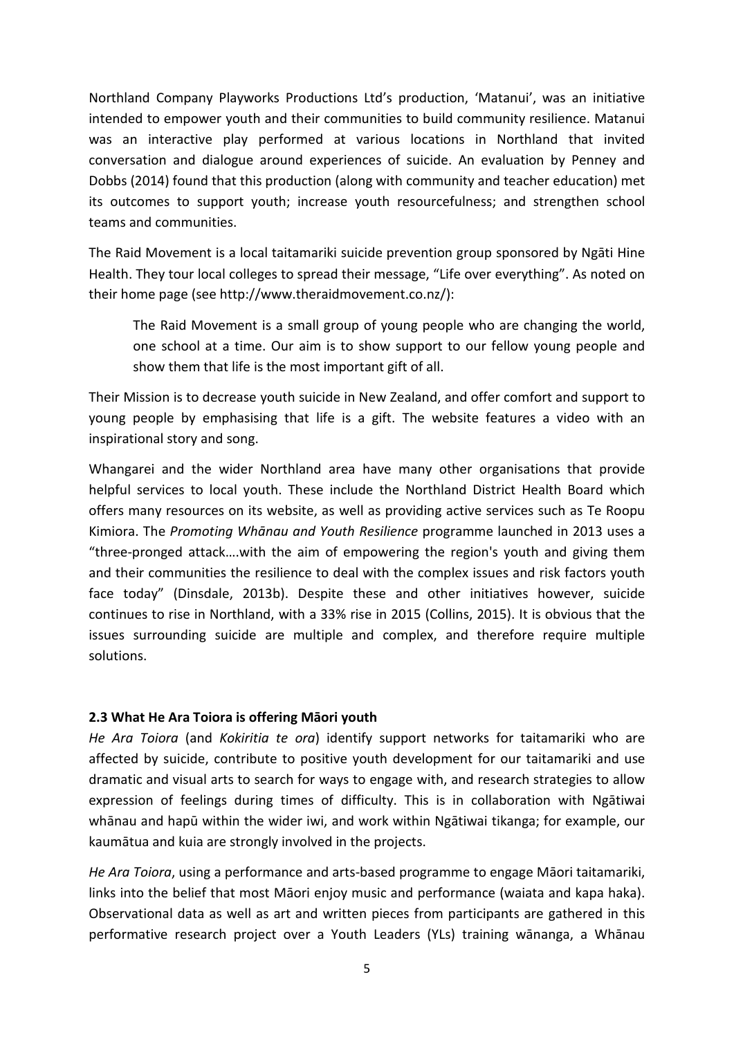Northland Company Playworks Productions Ltd's production, 'Matanui', was an initiative intended to empower youth and their communities to build community resilience. Matanui was an interactive play performed at various locations in Northland that invited conversation and dialogue around experiences of suicide. An evaluation by Penney and Dobbs (2014) found that this production (along with community and teacher education) met its outcomes to support youth; increase youth resourcefulness; and strengthen school teams and communities.

The Raid Movement is a local taitamariki suicide prevention group sponsored by Ngāti Hine Health. They tour local colleges to spread their message, "Life over everything". As noted on their home page (see http://www.theraidmovement.co.nz/):

> The Raid Movement is a small group of young people who are changing the world, one school at a time. Our aim is to show support to our fellow young people and show them that life is the most important gift of all.

Their Mission is to decrease youth suicide in New Zealand, and offer comfort and support to young people by emphasising that life is a gift. The website features a video with an inspirational story and song.

Whangarei and the wider Northland area have many other organisations that provide helpful services to local youth. These include the Northland District Health Board which offers many resources on its website, as well as providing active services such as Te Roopu Kimiora. The *Promoting Whānau and Youth Resilience* programme launched in 2013 uses a "three-pronged attack….with the aim of empowering the region's youth and giving them and their communities the resilience to deal with the complex issues and risk factors youth face today" (Dinsdale, 2013b). Despite these and other initiatives however, suicide continues to rise in Northland, with a 33% rise in 2015 (Collins, 2015). It is obvious that the issues surrounding suicide are multiple and complex, and therefore require multiple solutions.

### 2.3 What He Ara Toiora is offering Māori youth

*He Ara Toiora* (and *Kokiritia te ora*) identify support networks for taitamariki who are affected by suicide, contribute to positive youth development for our taitamariki and use dramatic and visual arts to search for ways to engage with, and research strategies to allow expression of feelings during times of difficulty. This is in collaboration with Ngātiwai whānau and hapū within the wider iwi, and work within Ngātiwai tikanga; for example, our kaumātua and kuia are strongly involved in the projects.

*He Ara Toiora*, using a performance and arts-based programme to engage Māori taitamariki, links into the belief that most Māori enjoy music and performance (waiata and kapa haka). Observational data as well as art and written pieces from participants are gathered in this performative research project over a Youth Leaders (YLs) training wānanga, a Whānau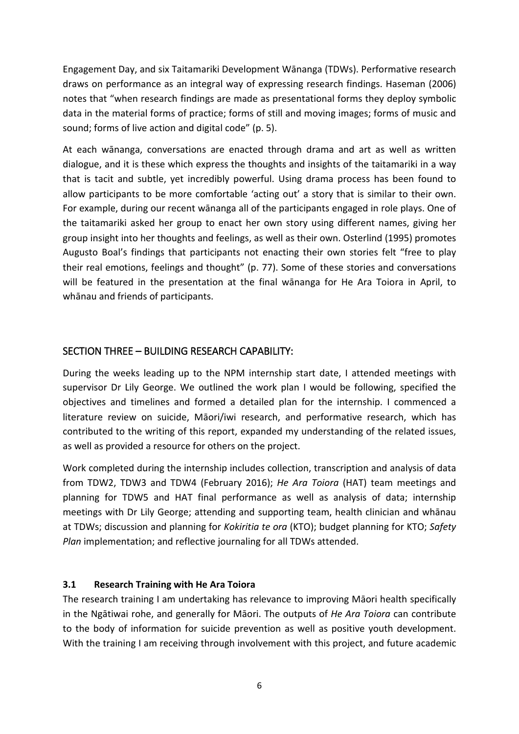Engagement Day, and six Taitamariki Development Wānanga (TDWs). Performative research draws on performance as an integral way of expressing research findings. Haseman (2006) notes that "when research findings are made as presentational forms they deploy symbolic data in the material forms of practice; forms of still and moving images; forms of music and sound; forms of live action and digital code" (p. 5).

At each wānanga, conversations are enacted through drama and art as well as written dialogue, and it is these which express the thoughts and insights of the taitamariki in a way that is tacit and subtle, yet incredibly powerful. Using drama process has been found to allow participants to be more comfortable 'acting out' a story that is similar to their own. For example, during our recent wānanga all of the participants engaged in role plays. One of the taitamariki asked her group to enact her own story using different names, giving her group insight into her thoughts and feelings, as well as their own. Osterlind (1995) promotes Augusto Boal's findings that participants not enacting their own stories felt "free to play their real emotions, feelings and thought" (p. 77). Some of these stories and conversations will be featured in the presentation at the final wānanga for He Ara Toiora in April, to whānau and friends of participants.

## SECTION THREE – BUILDING RESEARCH CAPABILITY:

During the weeks leading up to the NPM internship start date, I attended meetings with supervisor Dr Lily George. We outlined the work plan I would be following, specified the objectives and timelines and formed a detailed plan for the internship. I commenced a literature review on suicide, Māori/iwi research, and performative research, which has contributed to the writing of this report, expanded my understanding of the related issues, as well as provided a resource for others on the project.

Work completed during the internship includes collection, transcription and analysis of data from TDW2, TDW3 and TDW4 (February 2016); *He Ara Toiora* (HAT) team meetings and planning for TDW5 and HAT final performance as well as analysis of data; internship meetings with Dr Lily George; attending and supporting team, health clinician and whānau at TDWs; discussion and planning for *Kokiritia te ora* (KTO); budget planning for KTO; *Safety Plan* implementation; and reflective journaling for all TDWs attended.

### 3.1 Research Training with He Ara Toiora

The research training I am undertaking has relevance to improving Māori health specifically in the Ngātiwai rohe, and generally for Māori. The outputs of *He Ara Toiora* can contribute to the body of information for suicide prevention as well as positive youth development. With the training I am receiving through involvement with this project, and future academic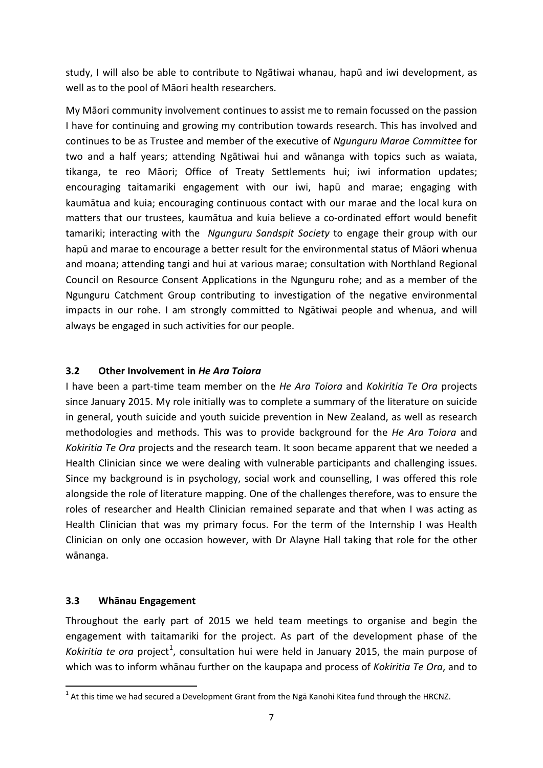study, I will also be able to contribute to Ngātiwai whanau, hapū and iwi development, as well as to the pool of Māori health researchers.

My Māori community involvement continues to assist me to remain focussed on the passion I have for continuing and growing my contribution towards research. This has involved and continues to be as Trustee and member of the executive of *Ngunguru Marae Committee* for two and a half years; attending Ngātiwai hui and wānanga with topics such as waiata, tikanga, te reo Māori; Office of Treaty Settlements hui; iwi information updates; encouraging taitamariki engagement with our iwi, hapū and marae; engaging with kaumātua and kuia; encouraging continuous contact with our marae and the local kura on matters that our trustees, kaumātua and kuia believe a co-ordinated effort would benefit tamariki; interacting with the *Ngunguru Sandspit Society* to engage their group with our hapū and marae to encourage a better result for the environmental status of Māori whenua and moana; attending tangi and hui at various marae; consultation with Northland Regional Council on Resource Consent Applications in the Ngunguru rohe; and as a member of the Ngunguru Catchment Group contributing to investigation of the negative environmental impacts in our rohe. I am strongly committed to Ngātiwai people and whenua, and will always be engaged in such activities for our people.

### 3.2 Other Involvement in *He Ara Toiora*

I have been a part-time team member on the *He Ara Toiora* and *Kokiritia Te Ora* projects since January 2015. My role initially was to complete a summary of the literature on suicide in general, youth suicide and youth suicide prevention in New Zealand, as well as research methodologies and methods. This was to provide background for the *He Ara Toiora* and *Kokiritia Te Ora* projects and the research team. It soon became apparent that we needed a Health Clinician since we were dealing with vulnerable participants and challenging issues. Since my background is in psychology, social work and counselling, I was offered this role alongside the role of literature mapping. One of the challenges therefore, was to ensure the roles of researcher and Health Clinician remained separate and that when I was acting as Health Clinician that was my primary focus. For the term of the Internship I was Health Clinician on only one occasion however, with Dr Alayne Hall taking that role for the other wānanga.

### 3.3 Whānau Engagement

Throughout the early part of 2015 we held team meetings to organise and begin the engagement with taitamariki for the project. As part of the development phase of the *Kokiritia te ora* project[1], consultation hui were held in January 2015, the main purpose of which was to inform whānau further on the kaupapa and process of *Kokiritia Te Ora*, and to

[1] At this time we had secured a Development Grant from the Ngā Kanohi Kitea fund through the HRCNZ.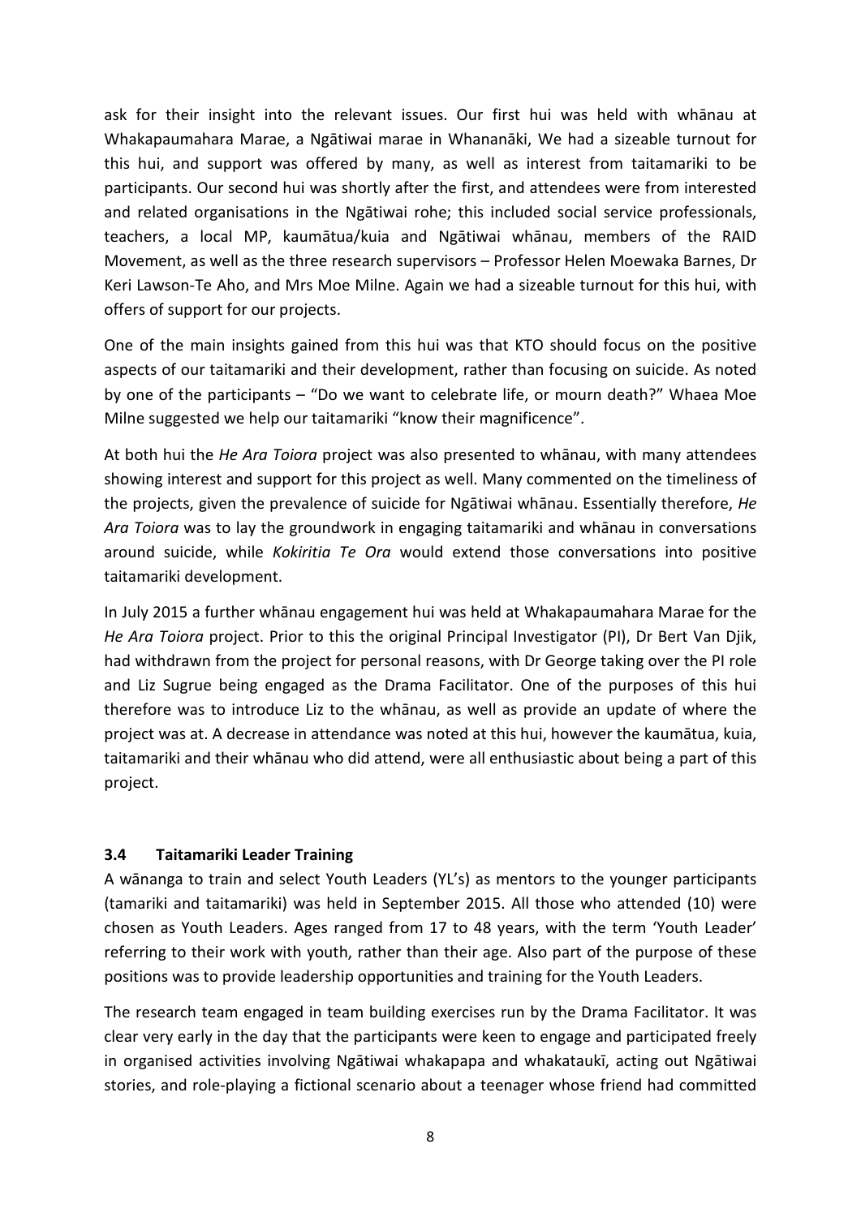ask for their insight into the relevant issues. Our first hui was held with whānau at Whakapaumahara Marae, a Ngātiwai marae in Whananāki, We had a sizeable turnout for this hui, and support was offered by many, as well as interest from taitamariki to be participants. Our second hui was shortly after the first, and attendees were from interested and related organisations in the Ngātiwai rohe; this included social service professionals, teachers, a local MP, kaumātua/kuia and Ngātiwai whānau, members of the RAID Movement, as well as the three research supervisors – Professor Helen Moewaka Barnes, Dr Keri Lawson-Te Aho, and Mrs Moe Milne. Again we had a sizeable turnout for this hui, with offers of support for our projects.

One of the main insights gained from this hui was that KTO should focus on the positive aspects of our taitamariki and their development, rather than focusing on suicide. As noted by one of the participants – "Do we want to celebrate life, or mourn death?" Whaea Moe Milne suggested we help our taitamariki "know their magnificence".

At both hui the *He Ara Toiora* project was also presented to whānau, with many attendees showing interest and support for this project as well. Many commented on the timeliness of the projects, given the prevalence of suicide for Ngātiwai whānau. Essentially therefore, *He Ara Toiora* was to lay the groundwork in engaging taitamariki and whānau in conversations around suicide, while *Kokiritia Te Ora* would extend those conversations into positive taitamariki development.

In July 2015 a further whānau engagement hui was held at Whakapaumahara Marae for the *He Ara Toiora* project. Prior to this the original Principal Investigator (PI), Dr Bert Van Djik, had withdrawn from the project for personal reasons, with Dr George taking over the PI role and Liz Sugrue being engaged as the Drama Facilitator. One of the purposes of this hui therefore was to introduce Liz to the whānau, as well as provide an update of where the project was at. A decrease in attendance was noted at this hui, however the kaumātua, kuia, taitamariki and their whānau who did attend, were all enthusiastic about being a part of this project.

### 3.4 Taitamariki Leader Training

A wānanga to train and select Youth Leaders (YL's) as mentors to the younger participants (tamariki and taitamariki) was held in September 2015. All those who attended (10) were chosen as Youth Leaders. Ages ranged from 17 to 48 years, with the term 'Youth Leader' referring to their work with youth, rather than their age. Also part of the purpose of these positions was to provide leadership opportunities and training for the Youth Leaders.

The research team engaged in team building exercises run by the Drama Facilitator. It was clear very early in the day that the participants were keen to engage and participated freely in organised activities involving Ngātiwai whakapapa and whakataukī, acting out Ngātiwai stories, and role-playing a fictional scenario about a teenager whose friend had committed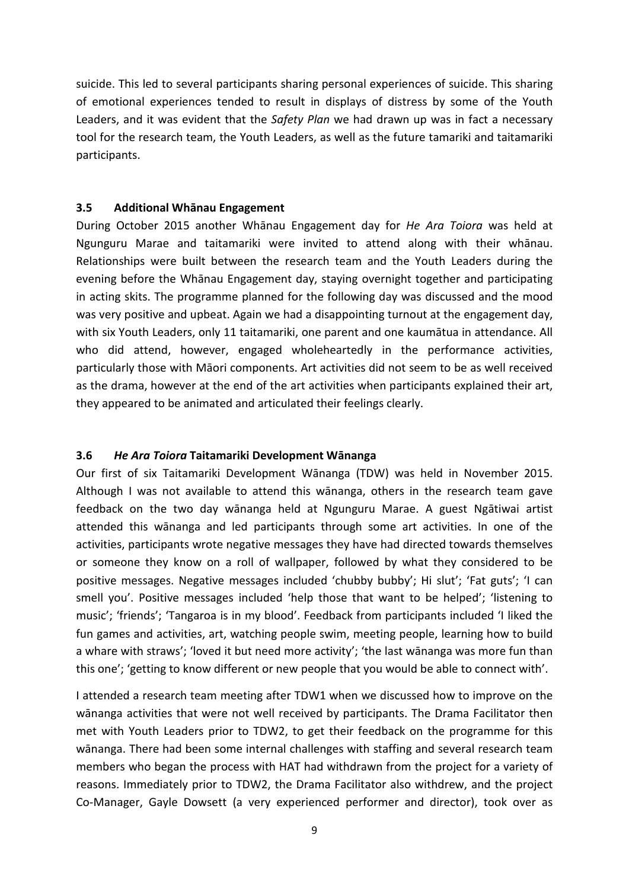suicide. This led to several participants sharing personal experiences of suicide. This sharing of emotional experiences tended to result in displays of distress by some of the Youth Leaders, and it was evident that the *Safety Plan* we had drawn up was in fact a necessary tool for the research team, the Youth Leaders, as well as the future tamariki and taitamariki participants.

### 3.5 Additional Whānau Engagement

During October 2015 another Whānau Engagement day for *He Ara Toiora* was held at Ngunguru Marae and taitamariki were invited to attend along with their whānau. Relationships were built between the research team and the Youth Leaders during the evening before the Whānau Engagement day, staying overnight together and participating in acting skits. The programme planned for the following day was discussed and the mood was very positive and upbeat. Again we had a disappointing turnout at the engagement day, with six Youth Leaders, only 11 taitamariki, one parent and one kaumātua in attendance. All who did attend, however, engaged wholeheartedly in the performance activities, particularly those with Māori components. Art activities did not seem to be as well received as the drama, however at the end of the art activities when participants explained their art, they appeared to be animated and articulated their feelings clearly.

### 3.6 *He Ara Toiora* Taitamariki Development Wānanga

Our first of six Taitamariki Development Wānanga (TDW) was held in November 2015. Although I was not available to attend this wānanga, others in the research team gave feedback on the two day wānanga held at Ngunguru Marae. A guest Ngātiwai artist attended this wānanga and led participants through some art activities. In one of the activities, participants wrote negative messages they have had directed towards themselves or someone they know on a roll of wallpaper, followed by what they considered to be positive messages. Negative messages included 'chubby bubby'; Hi slut'; 'Fat guts'; 'I can smell you'. Positive messages included 'help those that want to be helped'; 'listening to music'; 'friends'; 'Tangaroa is in my blood'. Feedback from participants included 'I liked the fun games and activities, art, watching people swim, meeting people, learning how to build a whare with straws'; 'loved it but need more activity'; 'the last wānanga was more fun than this one'; 'getting to know different or new people that you would be able to connect with'.

I attended a research team meeting after TDW1 when we discussed how to improve on the wānanga activities that were not well received by participants. The Drama Facilitator then met with Youth Leaders prior to TDW2, to get their feedback on the programme for this wānanga. There had been some internal challenges with staffing and several research team members who began the process with HAT had withdrawn from the project for a variety of reasons. Immediately prior to TDW2, the Drama Facilitator also withdrew, and the project Co-Manager, Gayle Dowsett (a very experienced performer and director), took over as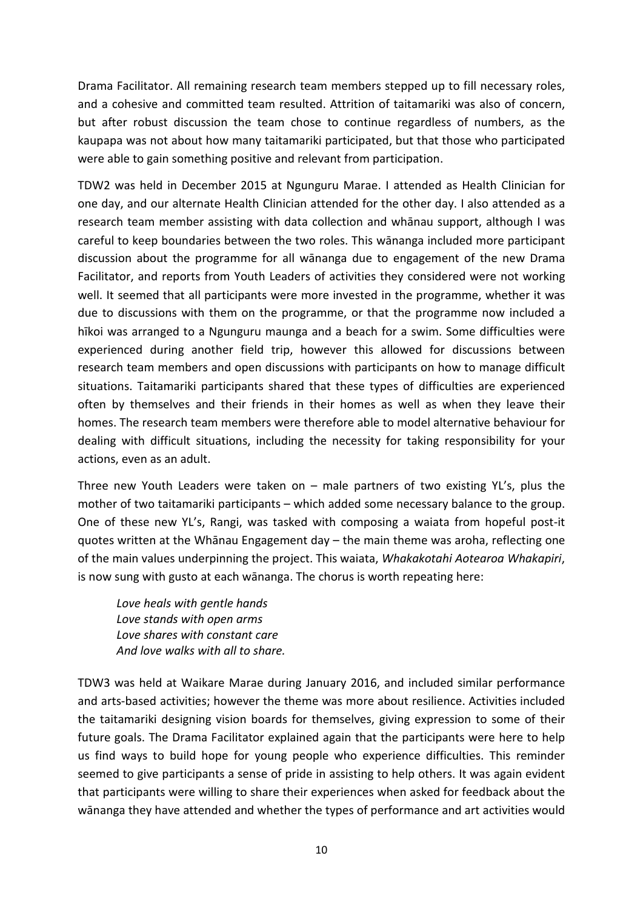Drama Facilitator. All remaining research team members stepped up to fill necessary roles, and a cohesive and committed team resulted. Attrition of taitamariki was also of concern, but after robust discussion the team chose to continue regardless of numbers, as the kaupapa was not about how many taitamariki participated, but that those who participated were able to gain something positive and relevant from participation.

TDW2 was held in December 2015 at Ngunguru Marae. I attended as Health Clinician for one day, and our alternate Health Clinician attended for the other day. I also attended as a research team member assisting with data collection and whānau support, although I was careful to keep boundaries between the two roles. This wānanga included more participant discussion about the programme for all wānanga due to engagement of the new Drama Facilitator, and reports from Youth Leaders of activities they considered were not working well. It seemed that all participants were more invested in the programme, whether it was due to discussions with them on the programme, or that the programme now included a hīkoi was arranged to a Ngunguru maunga and a beach for a swim. Some difficulties were experienced during another field trip, however this allowed for discussions between research team members and open discussions with participants on how to manage difficult situations. Taitamariki participants shared that these types of difficulties are experienced often by themselves and their friends in their homes as well as when they leave their homes. The research team members were therefore able to model alternative behaviour for dealing with difficult situations, including the necessity for taking responsibility for your actions, even as an adult.

Three new Youth Leaders were taken on – male partners of two existing YL's, plus the mother of two taitamariki participants – which added some necessary balance to the group. One of these new YL's, Rangi, was tasked with composing a waiata from hopeful post-it quotes written at the Whānau Engagement day – the main theme was aroha, reflecting one of the main values underpinning the project. This waiata, *Whakakotahi Aotearoa Whakapiri*, is now sung with gusto at each wānanga. The chorus is worth repeating here:

> *Love heals with gentle hands*
> *Love stands with open arms*
> *Love shares with constant care*
> *And love walks with all to share.*

TDW3 was held at Waikare Marae during January 2016, and included similar performance and arts-based activities; however the theme was more about resilience. Activities included the taitamariki designing vision boards for themselves, giving expression to some of their future goals. The Drama Facilitator explained again that the participants were here to help us find ways to build hope for young people who experience difficulties. This reminder seemed to give participants a sense of pride in assisting to help others. It was again evident that participants were willing to share their experiences when asked for feedback about the wānanga they have attended and whether the types of performance and art activities would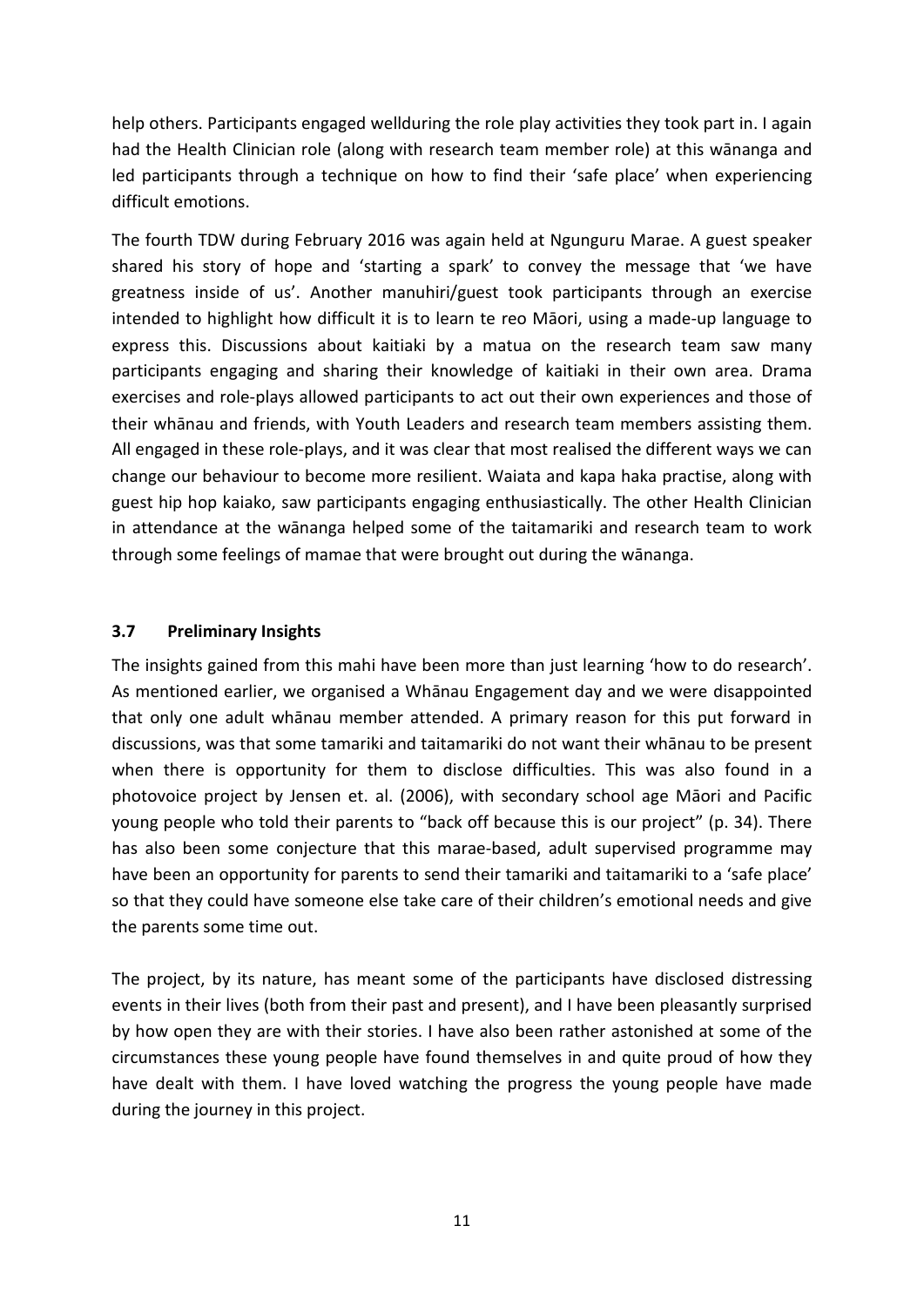help others. Participants engaged wellduring the role play activities they took part in. I again had the Health Clinician role (along with research team member role) at this wānanga and led participants through a technique on how to find their 'safe place' when experiencing difficult emotions.

The fourth TDW during February 2016 was again held at Ngunguru Marae. A guest speaker shared his story of hope and 'starting a spark' to convey the message that 'we have greatness inside of us'. Another manuhiri/guest took participants through an exercise intended to highlight how difficult it is to learn te reo Māori, using a made-up language to express this. Discussions about kaitiaki by a matua on the research team saw many participants engaging and sharing their knowledge of kaitiaki in their own area. Drama exercises and role-plays allowed participants to act out their own experiences and those of their whānau and friends, with Youth Leaders and research team members assisting them. All engaged in these role-plays, and it was clear that most realised the different ways we can change our behaviour to become more resilient. Waiata and kapa haka practise, along with guest hip hop kaiako, saw participants engaging enthusiastically. The other Health Clinician in attendance at the wānanga helped some of the taitamariki and research team to work through some feelings of mamae that were brought out during the wānanga.

### 3.7 Preliminary Insights

The insights gained from this mahi have been more than just learning 'how to do research'. As mentioned earlier, we organised a Whānau Engagement day and we were disappointed that only one adult whānau member attended. A primary reason for this put forward in discussions, was that some tamariki and taitamariki do not want their whānau to be present when there is opportunity for them to disclose difficulties. This was also found in a photovoice project by Jensen et. al. (2006), with secondary school age Māori and Pacific young people who told their parents to "back off because this is our project" (p. 34). There has also been some conjecture that this marae-based, adult supervised programme may have been an opportunity for parents to send their tamariki and taitamariki to a 'safe place' so that they could have someone else take care of their children's emotional needs and give the parents some time out.

The project, by its nature, has meant some of the participants have disclosed distressing events in their lives (both from their past and present), and I have been pleasantly surprised by how open they are with their stories. I have also been rather astonished at some of the circumstances these young people have found themselves in and quite proud of how they have dealt with them. I have loved watching the progress the young people have made during the journey in this project.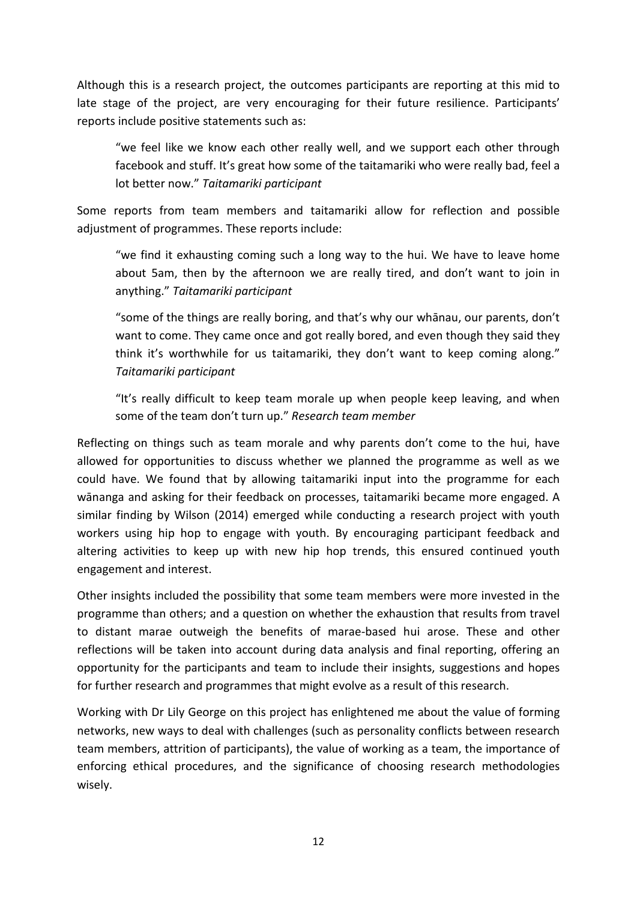Although this is a research project, the outcomes participants are reporting at this mid to late stage of the project, are very encouraging for their future resilience. Participants' reports include positive statements such as:

> "we feel like we know each other really well, and we support each other through facebook and stuff. It's great how some of the taitamariki who were really bad, feel a lot better now." *Taitamariki participant*

Some reports from team members and taitamariki allow for reflection and possible adjustment of programmes. These reports include:

> "we find it exhausting coming such a long way to the hui. We have to leave home about 5am, then by the afternoon we are really tired, and don't want to join in anything." *Taitamariki participant*
>
> "some of the things are really boring, and that's why our whānau, our parents, don't want to come. They came once and got really bored, and even though they said they think it's worthwhile for us taitamariki, they don't want to keep coming along." *Taitamariki participant*
>
> "It's really difficult to keep team morale up when people keep leaving, and when some of the team don't turn up." *Research team member*

Reflecting on things such as team morale and why parents don't come to the hui, have allowed for opportunities to discuss whether we planned the programme as well as we could have. We found that by allowing taitamariki input into the programme for each wānanga and asking for their feedback on processes, taitamariki became more engaged. A similar finding by Wilson (2014) emerged while conducting a research project with youth workers using hip hop to engage with youth. By encouraging participant feedback and altering activities to keep up with new hip hop trends, this ensured continued youth engagement and interest.

Other insights included the possibility that some team members were more invested in the programme than others; and a question on whether the exhaustion that results from travel to distant marae outweigh the benefits of marae-based hui arose. These and other reflections will be taken into account during data analysis and final reporting, offering an opportunity for the participants and team to include their insights, suggestions and hopes for further research and programmes that might evolve as a result of this research.

Working with Dr Lily George on this project has enlightened me about the value of forming networks, new ways to deal with challenges (such as personality conflicts between research team members, attrition of participants), the value of working as a team, the importance of enforcing ethical procedures, and the significance of choosing research methodologies wisely.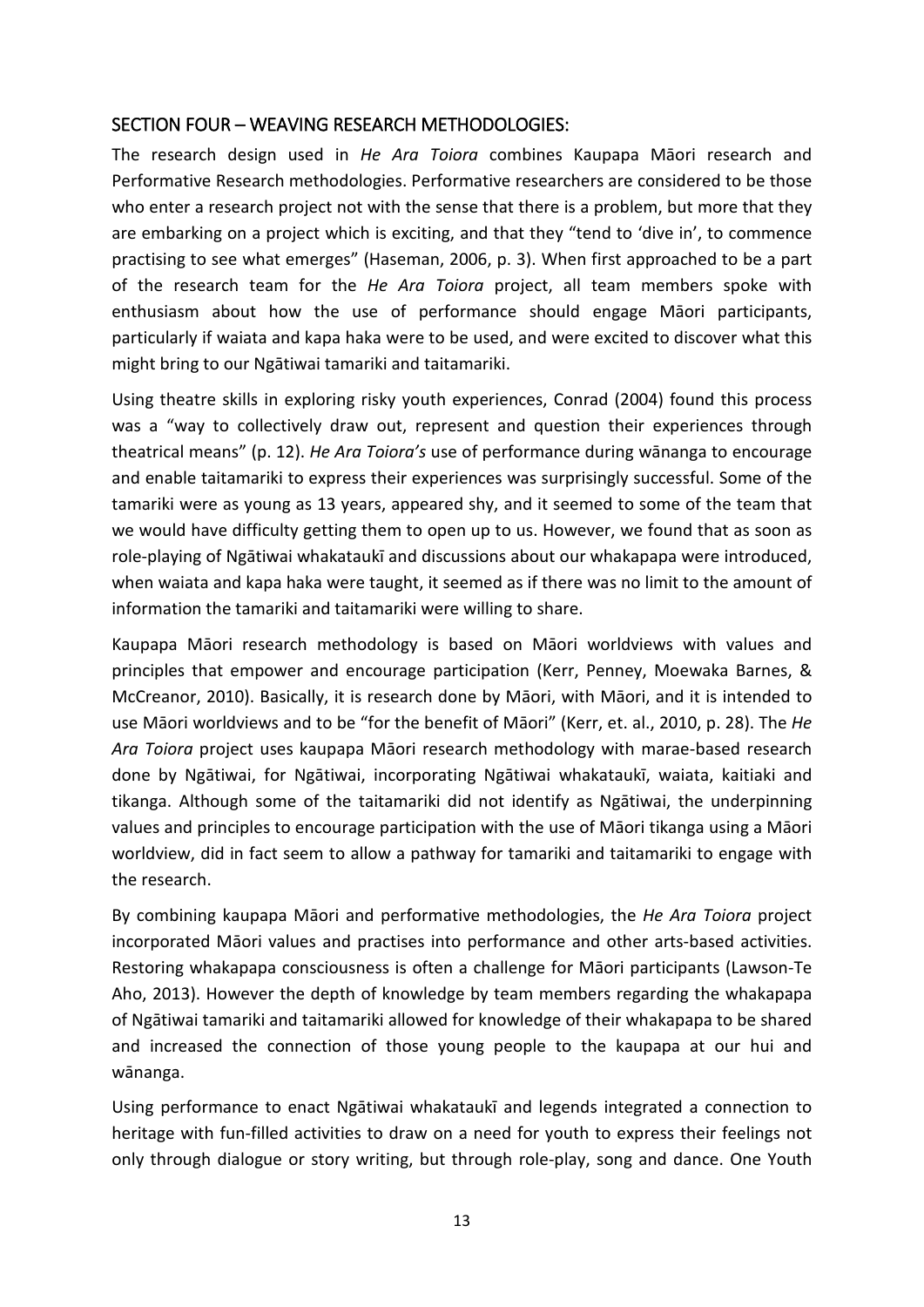## SECTION FOUR – WEAVING RESEARCH METHODOLOGIES:

The research design used in *He Ara Toiora* combines Kaupapa Māori research and Performative Research methodologies. Performative researchers are considered to be those who enter a research project not with the sense that there is a problem, but more that they are embarking on a project which is exciting, and that they "tend to 'dive in', to commence practising to see what emerges" (Haseman, 2006, p. 3). When first approached to be a part of the research team for the *He Ara Toiora* project, all team members spoke with enthusiasm about how the use of performance should engage Māori participants, particularly if waiata and kapa haka were to be used, and were excited to discover what this might bring to our Ngātiwai tamariki and taitamariki.

Using theatre skills in exploring risky youth experiences, Conrad (2004) found this process was a "way to collectively draw out, represent and question their experiences through theatrical means" (p. 12). *He Ara Toiora's* use of performance during wānanga to encourage and enable taitamariki to express their experiences was surprisingly successful. Some of the tamariki were as young as 13 years, appeared shy, and it seemed to some of the team that we would have difficulty getting them to open up to us. However, we found that as soon as role-playing of Ngātiwai whakataukī and discussions about our whakapapa were introduced, when waiata and kapa haka were taught, it seemed as if there was no limit to the amount of information the tamariki and taitamariki were willing to share.

Kaupapa Māori research methodology is based on Māori worldviews with values and principles that empower and encourage participation (Kerr, Penney, Moewaka Barnes, & McCreanor, 2010). Basically, it is research done by Māori, with Māori, and it is intended to use Māori worldviews and to be "for the benefit of Māori" (Kerr, et. al., 2010, p. 28). The *He Ara Toiora* project uses kaupapa Māori research methodology with marae-based research done by Ngātiwai, for Ngātiwai, incorporating Ngātiwai whakataukī, waiata, kaitiaki and tikanga. Although some of the taitamariki did not identify as Ngātiwai, the underpinning values and principles to encourage participation with the use of Māori tikanga using a Māori worldview, did in fact seem to allow a pathway for tamariki and taitamariki to engage with the research.

By combining kaupapa Māori and performative methodologies, the *He Ara Toiora* project incorporated Māori values and practises into performance and other arts-based activities. Restoring whakapapa consciousness is often a challenge for Māori participants (Lawson-Te Aho, 2013). However the depth of knowledge by team members regarding the whakapapa of Ngātiwai tamariki and taitamariki allowed for knowledge of their whakapapa to be shared and increased the connection of those young people to the kaupapa at our hui and wānanga.

Using performance to enact Ngātiwai whakataukī and legends integrated a connection to heritage with fun-filled activities to draw on a need for youth to express their feelings not only through dialogue or story writing, but through role-play, song and dance. One Youth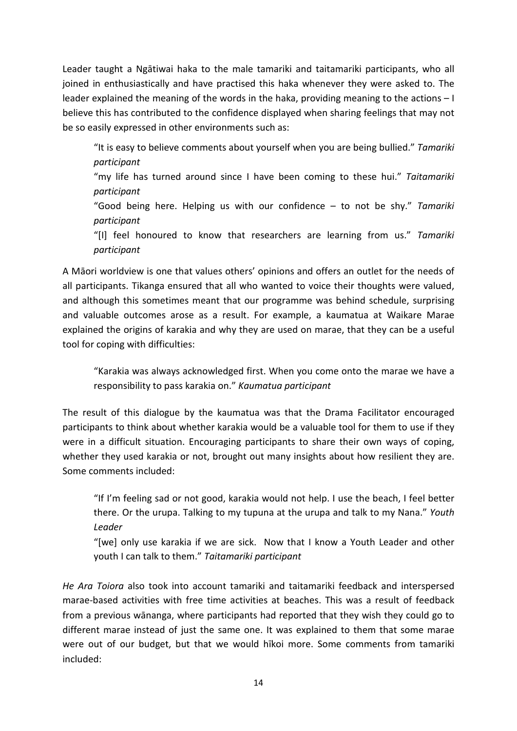Leader taught a Ngātiwai haka to the male tamariki and taitamariki participants, who all joined in enthusiastically and have practised this haka whenever they were asked to. The leader explained the meaning of the words in the haka, providing meaning to the actions – I believe this has contributed to the confidence displayed when sharing feelings that may not be so easily expressed in other environments such as:

> "It is easy to believe comments about yourself when you are being bullied." *Tamariki participant*
>
> "my life has turned around since I have been coming to these hui." *Taitamariki participant*
>
> "Good being here. Helping us with our confidence – to not be shy." *Tamariki participant*
>
> "[I] feel honoured to know that researchers are learning from us." *Tamariki participant*

A Māori worldview is one that values others' opinions and offers an outlet for the needs of all participants. Tikanga ensured that all who wanted to voice their thoughts were valued, and although this sometimes meant that our programme was behind schedule, surprising and valuable outcomes arose as a result. For example, a kaumatua at Waikare Marae explained the origins of karakia and why they are used on marae, that they can be a useful tool for coping with difficulties:

> "Karakia was always acknowledged first. When you come onto the marae we have a responsibility to pass karakia on." *Kaumatua participant*

The result of this dialogue by the kaumatua was that the Drama Facilitator encouraged participants to think about whether karakia would be a valuable tool for them to use if they were in a difficult situation. Encouraging participants to share their own ways of coping, whether they used karakia or not, brought out many insights about how resilient they are. Some comments included:

> "If I'm feeling sad or not good, karakia would not help. I use the beach, I feel better there. Or the urupa. Talking to my tupuna at the urupa and talk to my Nana." *Youth Leader*
>
> "[we] only use karakia if we are sick. Now that I know a Youth Leader and other youth I can talk to them." *Taitamariki participant*

*He Ara Toiora* also took into account tamariki and taitamariki feedback and interspersed marae-based activities with free time activities at beaches. This was a result of feedback from a previous wānanga, where participants had reported that they wish they could go to different marae instead of just the same one. It was explained to them that some marae were out of our budget, but that we would hīkoi more. Some comments from tamariki included: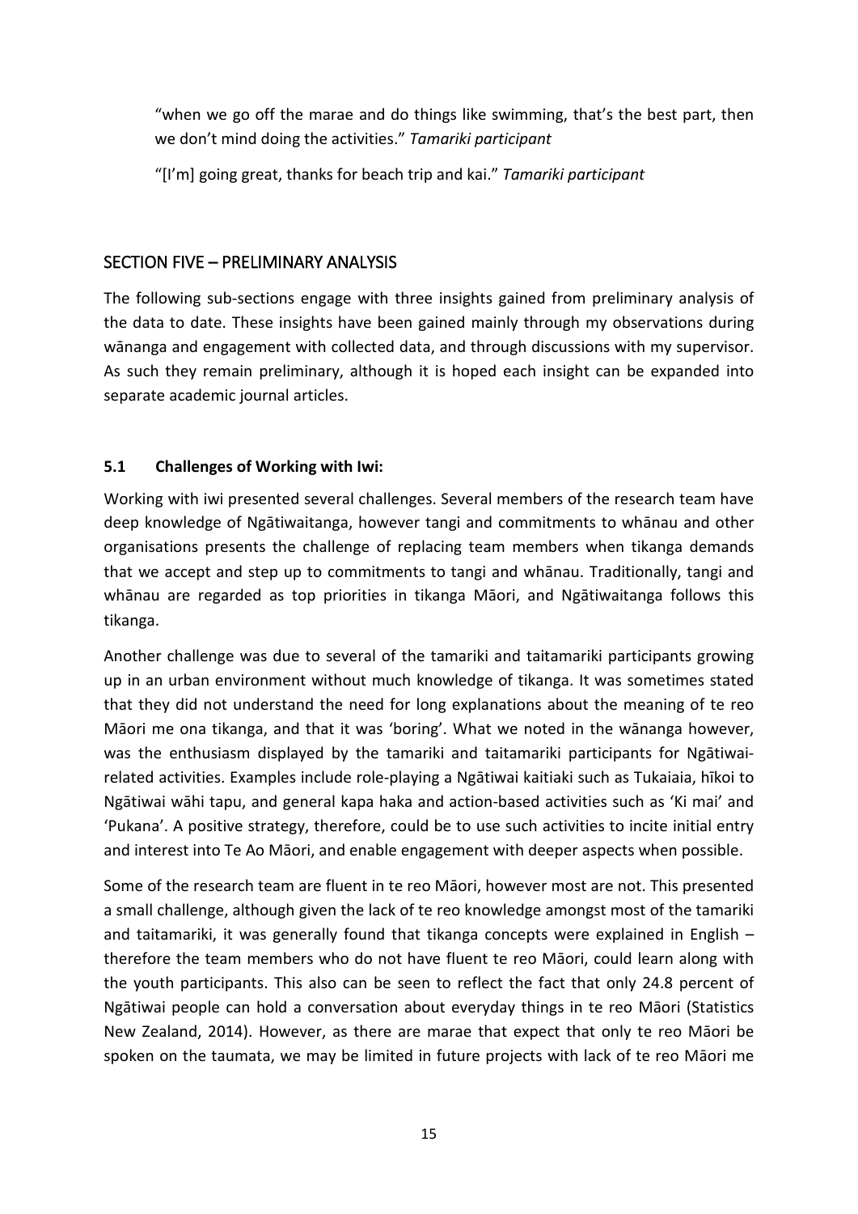"when we go off the marae and do things like swimming, that's the best part, then we don't mind doing the activities." *Tamariki participant*

"[I'm] going great, thanks for beach trip and kai." *Tamariki participant*

## SECTION FIVE – PRELIMINARY ANALYSIS

The following sub-sections engage with three insights gained from preliminary analysis of the data to date. These insights have been gained mainly through my observations during wānanga and engagement with collected data, and through discussions with my supervisor. As such they remain preliminary, although it is hoped each insight can be expanded into separate academic journal articles.

### 5.1 Challenges of Working with Iwi:

Working with iwi presented several challenges. Several members of the research team have deep knowledge of Ngātiwaitanga, however tangi and commitments to whānau and other organisations presents the challenge of replacing team members when tikanga demands that we accept and step up to commitments to tangi and whānau. Traditionally, tangi and whānau are regarded as top priorities in tikanga Māori, and Ngātiwaitanga follows this tikanga.

Another challenge was due to several of the tamariki and taitamariki participants growing up in an urban environment without much knowledge of tikanga. It was sometimes stated that they did not understand the need for long explanations about the meaning of te reo Māori me ona tikanga, and that it was 'boring'. What we noted in the wānanga however, was the enthusiasm displayed by the tamariki and taitamariki participants for Ngātiwai-related activities. Examples include role-playing a Ngātiwai kaitiaki such as Tukaiaia, hīkoi to Ngātiwai wāhi tapu, and general kapa haka and action-based activities such as 'Ki mai' and 'Pukana'. A positive strategy, therefore, could be to use such activities to incite initial entry and interest into Te Ao Māori, and enable engagement with deeper aspects when possible.

Some of the research team are fluent in te reo Māori, however most are not. This presented a small challenge, although given the lack of te reo knowledge amongst most of the tamariki and taitamariki, it was generally found that tikanga concepts were explained in English – therefore the team members who do not have fluent te reo Māori, could learn along with the youth participants. This also can be seen to reflect the fact that only 24.8 percent of Ngātiwai people can hold a conversation about everyday things in te reo Māori (Statistics New Zealand, 2014). However, as there are marae that expect that only te reo Māori be spoken on the taumata, we may be limited in future projects with lack of te reo Māori me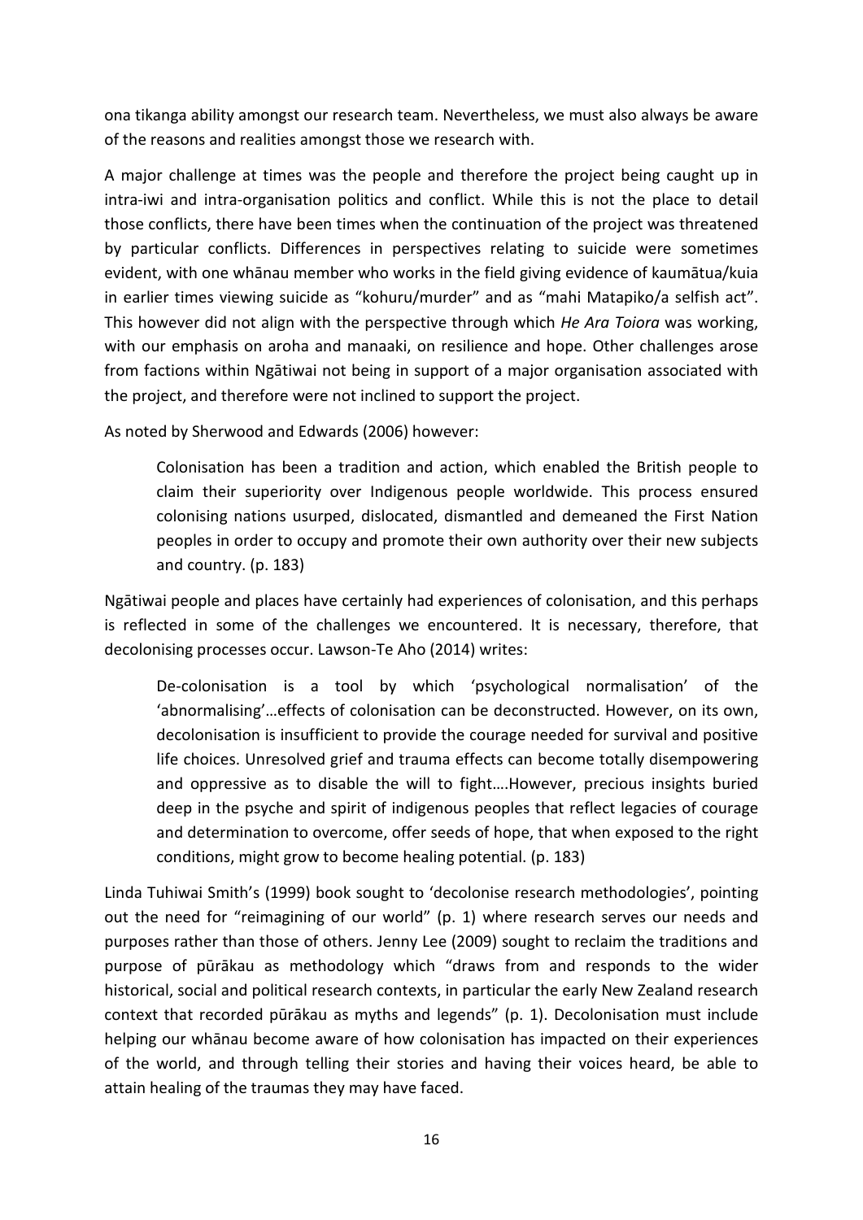ona tikanga ability amongst our research team. Nevertheless, we must also always be aware of the reasons and realities amongst those we research with.

A major challenge at times was the people and therefore the project being caught up in intra-iwi and intra-organisation politics and conflict. While this is not the place to detail those conflicts, there have been times when the continuation of the project was threatened by particular conflicts. Differences in perspectives relating to suicide were sometimes evident, with one whānau member who works in the field giving evidence of kaumātua/kuia in earlier times viewing suicide as "kohuru/murder" and as "mahi Matapiko/a selfish act". This however did not align with the perspective through which *He Ara Toiora* was working, with our emphasis on aroha and manaaki, on resilience and hope. Other challenges arose from factions within Ngātiwai not being in support of a major organisation associated with the project, and therefore were not inclined to support the project.

As noted by Sherwood and Edwards (2006) however:

> Colonisation has been a tradition and action, which enabled the British people to claim their superiority over Indigenous people worldwide. This process ensured colonising nations usurped, dislocated, dismantled and demeaned the First Nation peoples in order to occupy and promote their own authority over their new subjects and country. (p. 183)

Ngātiwai people and places have certainly had experiences of colonisation, and this perhaps is reflected in some of the challenges we encountered. It is necessary, therefore, that decolonising processes occur. Lawson-Te Aho (2014) writes:

> De-colonisation is a tool by which 'psychological normalisation' of the 'abnormalising'…effects of colonisation can be deconstructed. However, on its own, decolonisation is insufficient to provide the courage needed for survival and positive life choices. Unresolved grief and trauma effects can become totally disempowering and oppressive as to disable the will to fight….However, precious insights buried deep in the psyche and spirit of indigenous peoples that reflect legacies of courage and determination to overcome, offer seeds of hope, that when exposed to the right conditions, might grow to become healing potential. (p. 183)

Linda Tuhiwai Smith's (1999) book sought to 'decolonise research methodologies', pointing out the need for "reimagining of our world" (p. 1) where research serves our needs and purposes rather than those of others. Jenny Lee (2009) sought to reclaim the traditions and purpose of pūrākau as methodology which "draws from and responds to the wider historical, social and political research contexts, in particular the early New Zealand research context that recorded pūrākau as myths and legends" (p. 1). Decolonisation must include helping our whānau become aware of how colonisation has impacted on their experiences of the world, and through telling their stories and having their voices heard, be able to attain healing of the traumas they may have faced.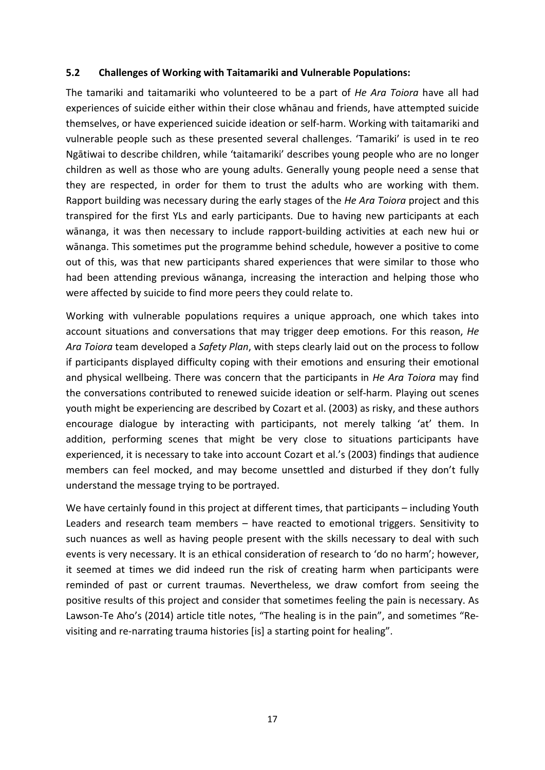### 5.2 Challenges of Working with Taitamariki and Vulnerable Populations:

The tamariki and taitamariki who volunteered to be a part of *He Ara Toiora* have all had experiences of suicide either within their close whānau and friends, have attempted suicide themselves, or have experienced suicide ideation or self-harm. Working with taitamariki and vulnerable people such as these presented several challenges. 'Tamariki' is used in te reo Ngātiwai to describe children, while 'taitamariki' describes young people who are no longer children as well as those who are young adults. Generally young people need a sense that they are respected, in order for them to trust the adults who are working with them. Rapport building was necessary during the early stages of the *He Ara Toiora* project and this transpired for the first YLs and early participants. Due to having new participants at each wānanga, it was then necessary to include rapport-building activities at each new hui or wānanga. This sometimes put the programme behind schedule, however a positive to come out of this, was that new participants shared experiences that were similar to those who had been attending previous wānanga, increasing the interaction and helping those who were affected by suicide to find more peers they could relate to.

Working with vulnerable populations requires a unique approach, one which takes into account situations and conversations that may trigger deep emotions. For this reason, *He Ara Toiora* team developed a *Safety Plan*, with steps clearly laid out on the process to follow if participants displayed difficulty coping with their emotions and ensuring their emotional and physical wellbeing. There was concern that the participants in *He Ara Toiora* may find the conversations contributed to renewed suicide ideation or self-harm. Playing out scenes youth might be experiencing are described by Cozart et al. (2003) as risky, and these authors encourage dialogue by interacting with participants, not merely talking 'at' them. In addition, performing scenes that might be very close to situations participants have experienced, it is necessary to take into account Cozart et al.'s (2003) findings that audience members can feel mocked, and may become unsettled and disturbed if they don't fully understand the message trying to be portrayed.

We have certainly found in this project at different times, that participants – including Youth Leaders and research team members – have reacted to emotional triggers. Sensitivity to such nuances as well as having people present with the skills necessary to deal with such events is very necessary. It is an ethical consideration of research to 'do no harm'; however, it seemed at times we did indeed run the risk of creating harm when participants were reminded of past or current traumas. Nevertheless, we draw comfort from seeing the positive results of this project and consider that sometimes feeling the pain is necessary. As Lawson-Te Aho's (2014) article title notes, "The healing is in the pain", and sometimes "Re-visiting and re-narrating trauma histories [is] a starting point for healing".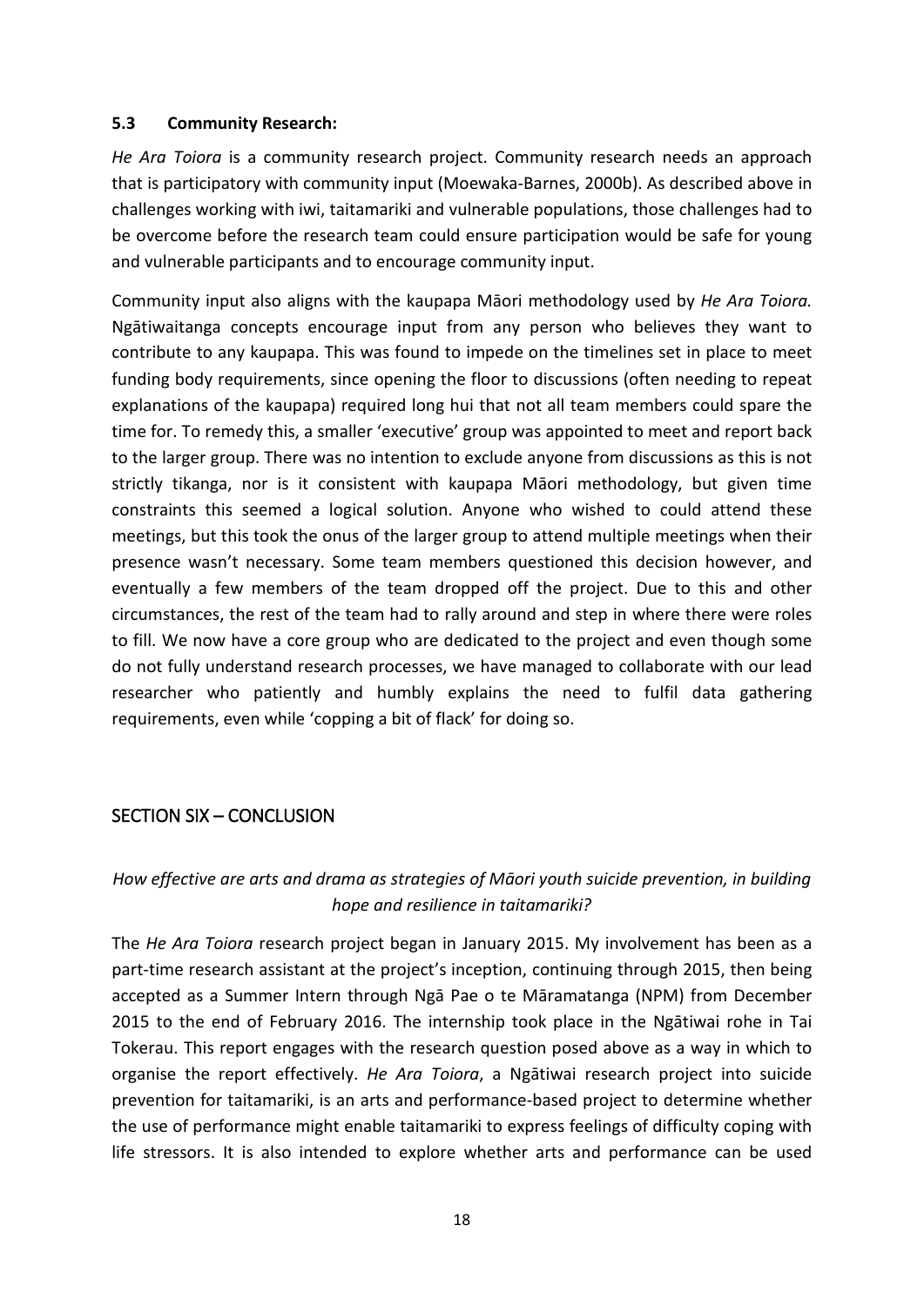### 5.3 Community Research:

*He Ara Toiora* is a community research project. Community research needs an approach that is participatory with community input (Moewaka-Barnes, 2000b). As described above in challenges working with iwi, taitamariki and vulnerable populations, those challenges had to be overcome before the research team could ensure participation would be safe for young and vulnerable participants and to encourage community input.

Community input also aligns with the kaupapa Māori methodology used by *He Ara Toiora.* Ngātiwaitanga concepts encourage input from any person who believes they want to contribute to any kaupapa. This was found to impede on the timelines set in place to meet funding body requirements, since opening the floor to discussions (often needing to repeat explanations of the kaupapa) required long hui that not all team members could spare the time for. To remedy this, a smaller 'executive' group was appointed to meet and report back to the larger group. There was no intention to exclude anyone from discussions as this is not strictly tikanga, nor is it consistent with kaupapa Māori methodology, but given time constraints this seemed a logical solution. Anyone who wished to could attend these meetings, but this took the onus of the larger group to attend multiple meetings when their presence wasn't necessary. Some team members questioned this decision however, and eventually a few members of the team dropped off the project. Due to this and other circumstances, the rest of the team had to rally around and step in where there were roles to fill. We now have a core group who are dedicated to the project and even though some do not fully understand research processes, we have managed to collaborate with our lead researcher who patiently and humbly explains the need to fulfil data gathering requirements, even while 'copping a bit of flack' for doing so.

## SECTION SIX – CONCLUSION

*How effective are arts and drama as strategies of Māori youth suicide prevention, in building hope and resilience in taitamariki?*

The *He Ara Toiora* research project began in January 2015. My involvement has been as a part-time research assistant at the project's inception, continuing through 2015, then being accepted as a Summer Intern through Ngā Pae o te Māramatanga (NPM) from December 2015 to the end of February 2016. The internship took place in the Ngātiwai rohe in Tai Tokerau. This report engages with the research question posed above as a way in which to organise the report effectively. *He Ara Toiora*, a Ngātiwai research project into suicide prevention for taitamariki, is an arts and performance-based project to determine whether the use of performance might enable taitamariki to express feelings of difficulty coping with life stressors. It is also intended to explore whether arts and performance can be used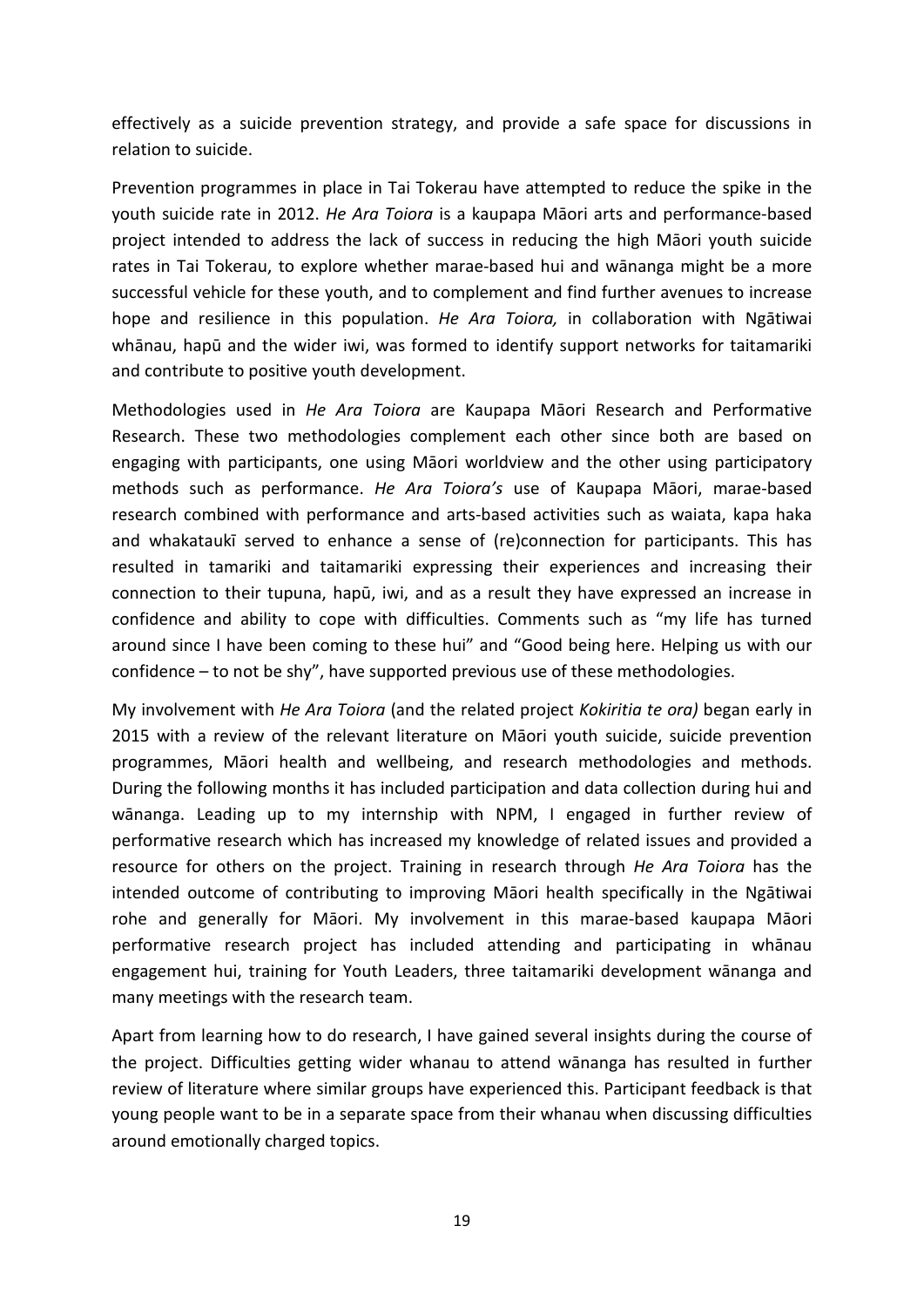effectively as a suicide prevention strategy, and provide a safe space for discussions in relation to suicide.

Prevention programmes in place in Tai Tokerau have attempted to reduce the spike in the youth suicide rate in 2012. *He Ara Toiora* is a kaupapa Māori arts and performance-based project intended to address the lack of success in reducing the high Māori youth suicide rates in Tai Tokerau, to explore whether marae-based hui and wānanga might be a more successful vehicle for these youth, and to complement and find further avenues to increase hope and resilience in this population. *He Ara Toiora,* in collaboration with Ngātiwai whānau, hapū and the wider iwi, was formed to identify support networks for taitamariki and contribute to positive youth development.

Methodologies used in *He Ara Toiora* are Kaupapa Māori Research and Performative Research. These two methodologies complement each other since both are based on engaging with participants, one using Māori worldview and the other using participatory methods such as performance. *He Ara Toiora's* use of Kaupapa Māori, marae-based research combined with performance and arts-based activities such as waiata, kapa haka and whakataukī served to enhance a sense of (re)connection for participants. This has resulted in tamariki and taitamariki expressing their experiences and increasing their connection to their tupuna, hapū, iwi, and as a result they have expressed an increase in confidence and ability to cope with difficulties. Comments such as "my life has turned around since I have been coming to these hui" and "Good being here. Helping us with our confidence – to not be shy", have supported previous use of these methodologies.

My involvement with *He Ara Toiora* (and the related project *Kokiritia te ora)* began early in 2015 with a review of the relevant literature on Māori youth suicide, suicide prevention programmes, Māori health and wellbeing, and research methodologies and methods. During the following months it has included participation and data collection during hui and wānanga. Leading up to my internship with NPM, I engaged in further review of performative research which has increased my knowledge of related issues and provided a resource for others on the project. Training in research through *He Ara Toiora* has the intended outcome of contributing to improving Māori health specifically in the Ngātiwai rohe and generally for Māori. My involvement in this marae-based kaupapa Māori performative research project has included attending and participating in whānau engagement hui, training for Youth Leaders, three taitamariki development wānanga and many meetings with the research team.

Apart from learning how to do research, I have gained several insights during the course of the project. Difficulties getting wider whanau to attend wānanga has resulted in further review of literature where similar groups have experienced this. Participant feedback is that young people want to be in a separate space from their whanau when discussing difficulties around emotionally charged topics.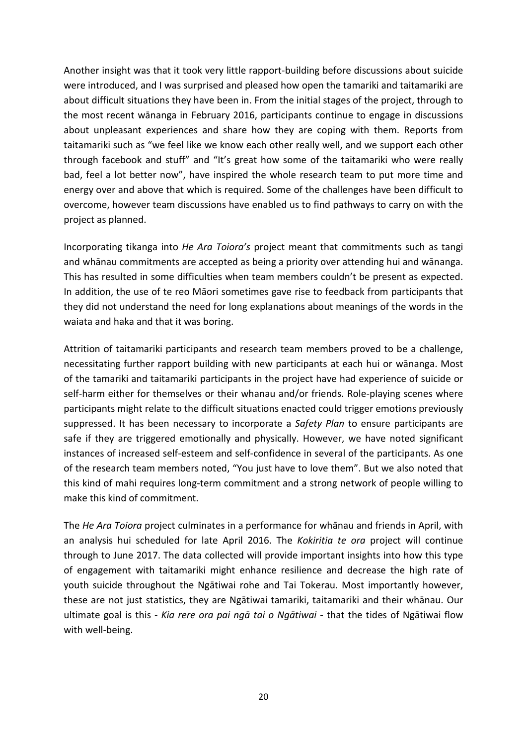Another insight was that it took very little rapport-building before discussions about suicide were introduced, and I was surprised and pleased how open the tamariki and taitamariki are about difficult situations they have been in. From the initial stages of the project, through to the most recent wānanga in February 2016, participants continue to engage in discussions about unpleasant experiences and share how they are coping with them. Reports from taitamariki such as "we feel like we know each other really well, and we support each other through facebook and stuff" and "It's great how some of the taitamariki who were really bad, feel a lot better now", have inspired the whole research team to put more time and energy over and above that which is required. Some of the challenges have been difficult to overcome, however team discussions have enabled us to find pathways to carry on with the project as planned.

Incorporating tikanga into *He Ara Toiora's* project meant that commitments such as tangi and whānau commitments are accepted as being a priority over attending hui and wānanga. This has resulted in some difficulties when team members couldn't be present as expected. In addition, the use of te reo Māori sometimes gave rise to feedback from participants that they did not understand the need for long explanations about meanings of the words in the waiata and haka and that it was boring.

Attrition of taitamariki participants and research team members proved to be a challenge, necessitating further rapport building with new participants at each hui or wānanga. Most of the tamariki and taitamariki participants in the project have had experience of suicide or self-harm either for themselves or their whanau and/or friends. Role-playing scenes where participants might relate to the difficult situations enacted could trigger emotions previously suppressed. It has been necessary to incorporate a *Safety Plan* to ensure participants are safe if they are triggered emotionally and physically. However, we have noted significant instances of increased self-esteem and self-confidence in several of the participants. As one of the research team members noted, "You just have to love them". But we also noted that this kind of mahi requires long-term commitment and a strong network of people willing to make this kind of commitment.

The *He Ara Toiora* project culminates in a performance for whānau and friends in April, with an analysis hui scheduled for late April 2016. The *Kokiritia te ora* project will continue through to June 2017. The data collected will provide important insights into how this type of engagement with taitamariki might enhance resilience and decrease the high rate of youth suicide throughout the Ngātiwai rohe and Tai Tokerau. Most importantly however, these are not just statistics, they are Ngātiwai tamariki, taitamariki and their whānau. Our ultimate goal is this - *Kia rere ora pai ngā tai o Ngātiwai* - that the tides of Ngātiwai flow with well-being.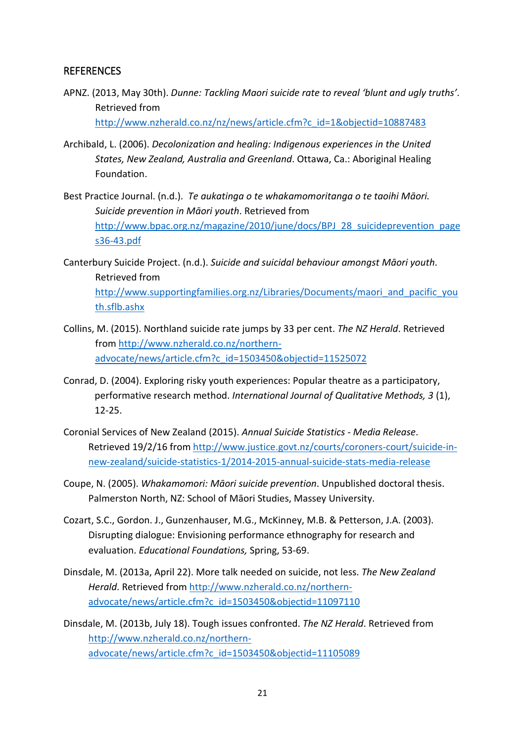## REFERENCES

APNZ. (2013, May 30th). *Dunne: Tackling Maori suicide rate to reveal 'blunt and ugly truths'*. Retrieved from http://www.nzherald.co.nz/nz/news/article.cfm?c_id=1&objectid=10887483

Archibald, L. (2006). *Decolonization and healing: Indigenous experiences in the United States, New Zealand, Australia and Greenland*. Ottawa, Ca.: Aboriginal Healing Foundation.

Best Practice Journal. (n.d.). *Te aukatinga o te whakamomoritanga o te taoihi Māori. Suicide prevention in Māori youth*. Retrieved from http://www.bpac.org.nz/magazine/2010/june/docs/BPJ_28_suicideprevention_pages36-43.pdf

Canterbury Suicide Project. (n.d.). *Suicide and suicidal behaviour amongst Māori youth*. Retrieved from http://www.supportingfamilies.org.nz/Libraries/Documents/maori_and_pacific_youth.sflb.ashx

Collins, M. (2015). Northland suicide rate jumps by 33 per cent. *The NZ Herald*. Retrieved from http://www.nzherald.co.nz/northern-advocate/news/article.cfm?c_id=1503450&objectid=11525072

Conrad, D. (2004). Exploring risky youth experiences: Popular theatre as a participatory, performative research method. *International Journal of Qualitative Methods, 3* (1), 12-25.

Coronial Services of New Zealand (2015). *Annual Suicide Statistics - Media Release*. Retrieved 19/2/16 from http://www.justice.govt.nz/courts/coroners-court/suicide-in-new-zealand/suicide-statistics-1/2014-2015-annual-suicide-stats-media-release

Coupe, N. (2005). *Whakamomori: Māori suicide prevention*. Unpublished doctoral thesis. Palmerston North, NZ: School of Māori Studies, Massey University.

Cozart, S.C., Gordon. J., Gunzenhauser, M.G., McKinney, M.B. & Petterson, J.A. (2003). Disrupting dialogue: Envisioning performance ethnography for research and evaluation. *Educational Foundations,* Spring, 53-69.

Dinsdale, M. (2013a, April 22). More talk needed on suicide, not less. *The New Zealand Herald*. Retrieved from http://www.nzherald.co.nz/northern-advocate/news/article.cfm?c_id=1503450&objectid=11097110

Dinsdale, M. (2013b, July 18). Tough issues confronted. *The NZ Herald*. Retrieved from http://www.nzherald.co.nz/northern-advocate/news/article.cfm?c_id=1503450&objectid=11105089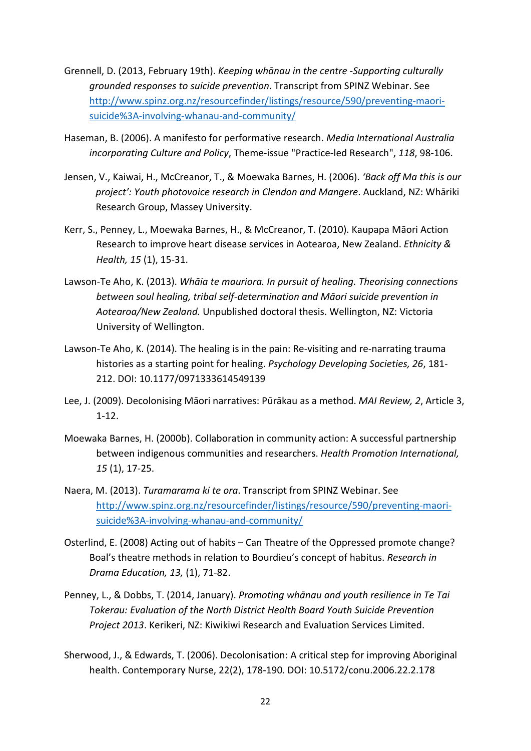Grennell, D. (2013, February 19th). *Keeping whānau in the centre -Supporting culturally grounded responses to suicide prevention*. Transcript from SPINZ Webinar. See http://www.spinz.org.nz/resourcefinder/listings/resource/590/preventing-maori-suicide%3A-involving-whanau-and-community/

Haseman, B. (2006). A manifesto for performative research. *Media International Australia incorporating Culture and Policy*, Theme-issue "Practice-led Research", *118*, 98-106.

Jensen, V., Kaiwai, H., McCreanor, T., & Moewaka Barnes, H. (2006). *'Back off Ma this is our project': Youth photovoice research in Clendon and Mangere*. Auckland, NZ: Whāriki Research Group, Massey University.

Kerr, S., Penney, L., Moewaka Barnes, H., & McCreanor, T. (2010). Kaupapa Māori Action Research to improve heart disease services in Aotearoa, New Zealand. *Ethnicity & Health, 15* (1), 15-31.

Lawson-Te Aho, K. (2013). *Whāia te mauriora. In pursuit of healing. Theorising connections between soul healing, tribal self-determination and Māori suicide prevention in Aotearoa/New Zealand.* Unpublished doctoral thesis. Wellington, NZ: Victoria University of Wellington.

Lawson-Te Aho, K. (2014). The healing is in the pain: Re-visiting and re-narrating trauma histories as a starting point for healing. *Psychology Developing Societies, 26*, 181-212. DOI: 10.1177/0971333614549139

Lee, J. (2009). Decolonising Māori narratives: Pūrākau as a method. *MAI Review, 2*, Article 3, 1-12.

Moewaka Barnes, H. (2000b). Collaboration in community action: A successful partnership between indigenous communities and researchers. *Health Promotion International, 15* (1), 17-25.

Naera, M. (2013). *Turamarama ki te ora*. Transcript from SPINZ Webinar. See http://www.spinz.org.nz/resourcefinder/listings/resource/590/preventing-maori-suicide%3A-involving-whanau-and-community/

Osterlind, E. (2008) Acting out of habits – Can Theatre of the Oppressed promote change? Boal's theatre methods in relation to Bourdieu's concept of habitus. *Research in Drama Education, 13,* (1), 71-82.

Penney, L., & Dobbs, T. (2014, January). *Promoting whānau and youth resilience in Te Tai Tokerau: Evaluation of the North District Health Board Youth Suicide Prevention Project 2013*. Kerikeri, NZ: Kiwikiwi Research and Evaluation Services Limited.

Sherwood, J., & Edwards, T. (2006). Decolonisation: A critical step for improving Aboriginal health. Contemporary Nurse, 22(2), 178-190. DOI: 10.5172/conu.2006.22.2.178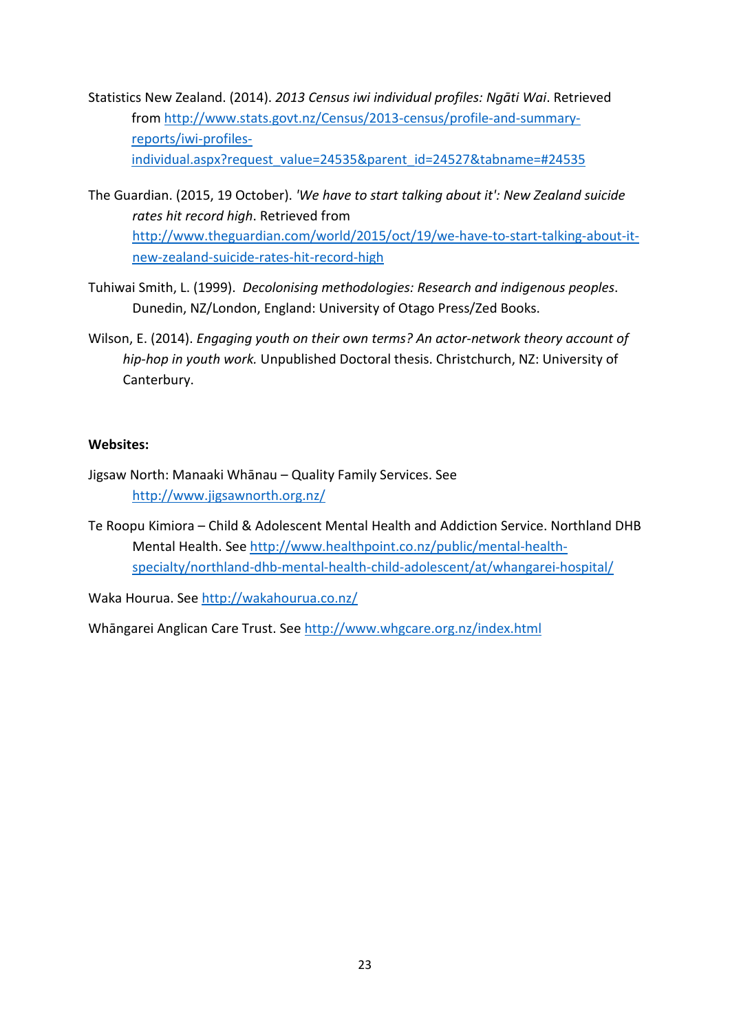Statistics New Zealand. (2014). *2013 Census iwi individual profiles: Ngāti Wai*. Retrieved from http://www.stats.govt.nz/Census/2013-census/profile-and-summary-reports/iwi-profiles-individual.aspx?request_value=24535&parent_id=24527&tabname=#24535

The Guardian. (2015, 19 October). *'We have to start talking about it': New Zealand suicide rates hit record high*. Retrieved from http://www.theguardian.com/world/2015/oct/19/we-have-to-start-talking-about-it-new-zealand-suicide-rates-hit-record-high

Tuhiwai Smith, L. (1999). *Decolonising methodologies: Research and indigenous peoples*. Dunedin, NZ/London, England: University of Otago Press/Zed Books.

Wilson, E. (2014). *Engaging youth on their own terms? An actor-network theory account of hip-hop in youth work.* Unpublished Doctoral thesis. Christchurch, NZ: University of Canterbury.

**Websites:**

Jigsaw North: Manaaki Whānau – Quality Family Services. See http://www.jigsawnorth.org.nz/

Te Roopu Kimiora – Child & Adolescent Mental Health and Addiction Service. Northland DHB Mental Health. See http://www.healthpoint.co.nz/public/mental-health-specialty/northland-dhb-mental-health-child-adolescent/at/whangarei-hospital/

Waka Hourua. See http://wakahourua.co.nz/

Whāngarei Anglican Care Trust. See http://www.whgcare.org.nz/index.html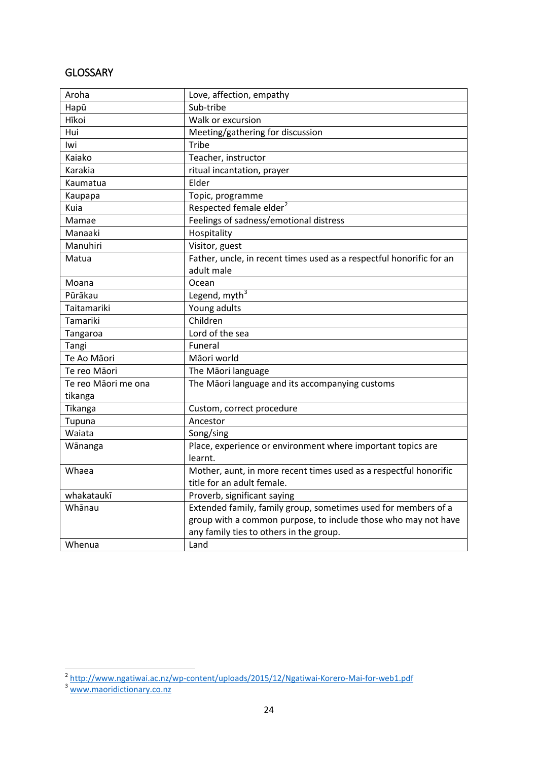## GLOSSARY

| | |
|---|---|
| Aroha | Love, affection, empathy |
| Hapū | Sub-tribe |
| Hīkoi | Walk or excursion |
| Hui | Meeting/gathering for discussion |
| Iwi | Tribe |
| Kaiako | Teacher, instructor |
| Karakia | ritual incantation, prayer |
| Kaumatua | Elder |
| Kaupapa | Topic, programme |
| Kuia | Respected female elder[2] |
| Mamae | Feelings of sadness/emotional distress |
| Manaaki | Hospitality |
| Manuhiri | Visitor, guest |
| Matua | Father, uncle, in recent times used as a respectful honorific for an adult male |
| Moana | Ocean |
| Pūrākau | Legend, myth[3] |
| Taitamariki | Young adults |
| Tamariki | Children |
| Tangaroa | Lord of the sea |
| Tangi | Funeral |
| Te Ao Māori | Māori world |
| Te reo Māori | The Māori language |
| Te reo Māori me ona tikanga | The Māori language and its accompanying customs |
| Tikanga | Custom, correct procedure |
| Tupuna | Ancestor |
| Waiata | Song/sing |
| Wānanga | Place, experience or environment where important topics are learnt. |
| Whaea | Mother, aunt, in more recent times used as a respectful honorific title for an adult female. |
| whakataukī | Proverb, significant saying |
| Whānau | Extended family, family group, sometimes used for members of a group with a common purpose, to include those who may not have any family ties to others in the group. |
| Whenua | Land |

[2] http://www.ngatiwai.ac.nz/wp-content/uploads/2015/12/Ngatiwai-Korero-Mai-for-web1.pdf

[3] www.maoridictionary.co.nz